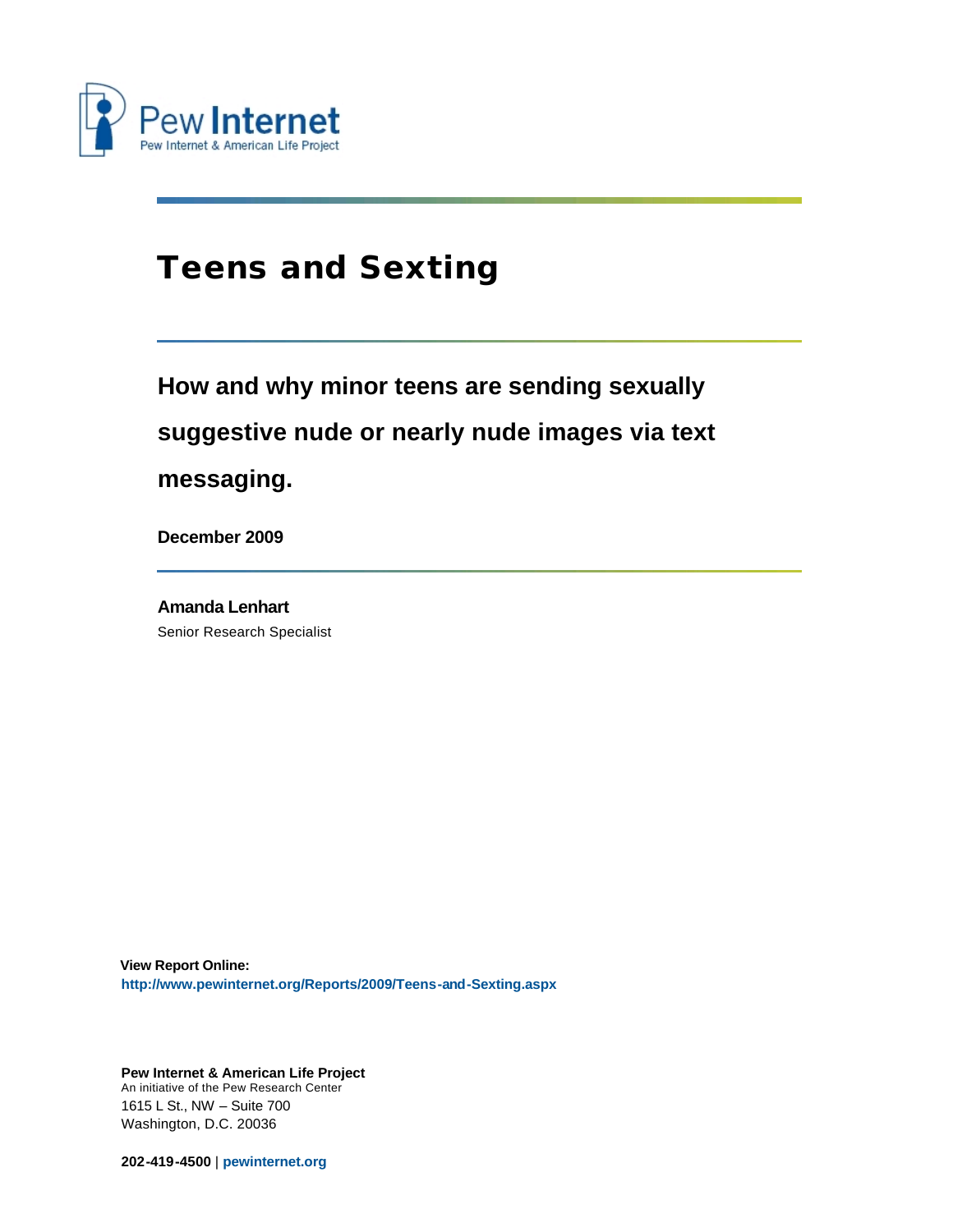Pew Internet

Pew Internet & American Life Project

# Teens and Sexting

## How and why minor teens are sending sexually suggestive nude or nearly nude images via text messaging.

**December 2009**

**Amanda Lenhart**

Senior Research Specialist

**View Report Online:**
**http://www.pewinternet.org/Reports/2009/Teens-and-Sexting.aspx**

**Pew Internet & American Life Project**
An initiative of the Pew Research Center
1615 L St., NW – Suite 700
Washington, D.C. 20036

**202-419-4500** | **pewinternet.org**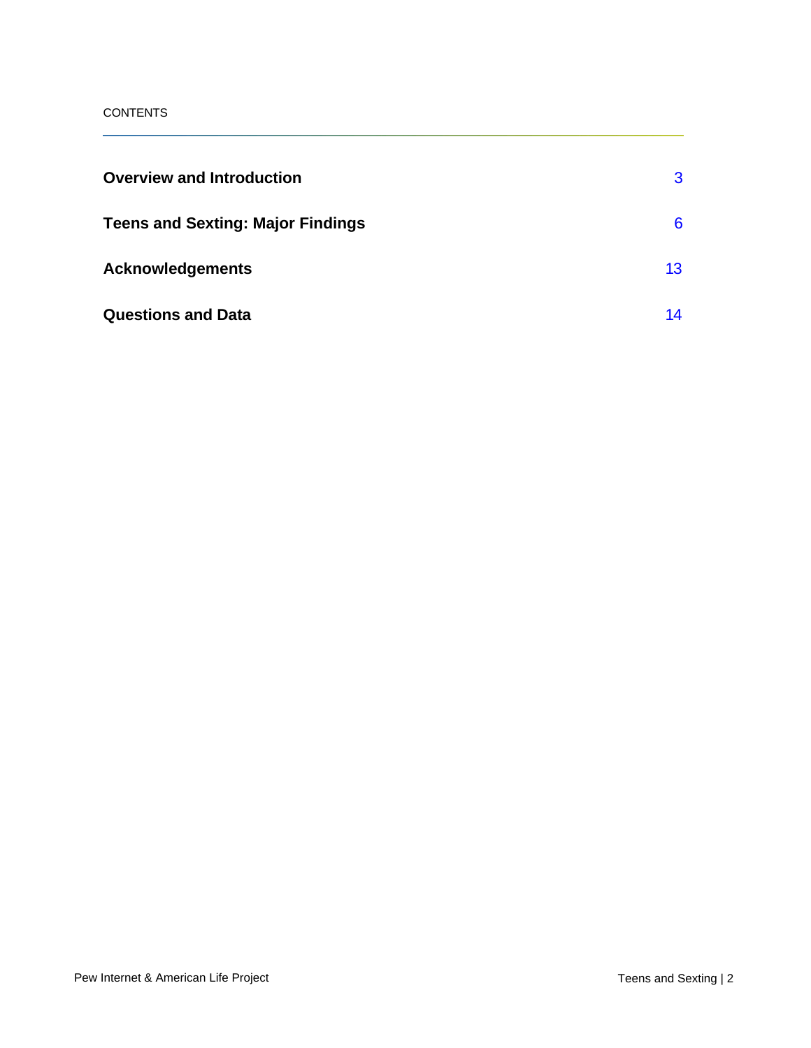CONTENTS

| | |
|---|---|
| **Overview and Introduction** | 3 |
| **Teens and Sexting: Major Findings** | 6 |
| **Acknowledgements** | 13 |
| **Questions and Data** | 14 |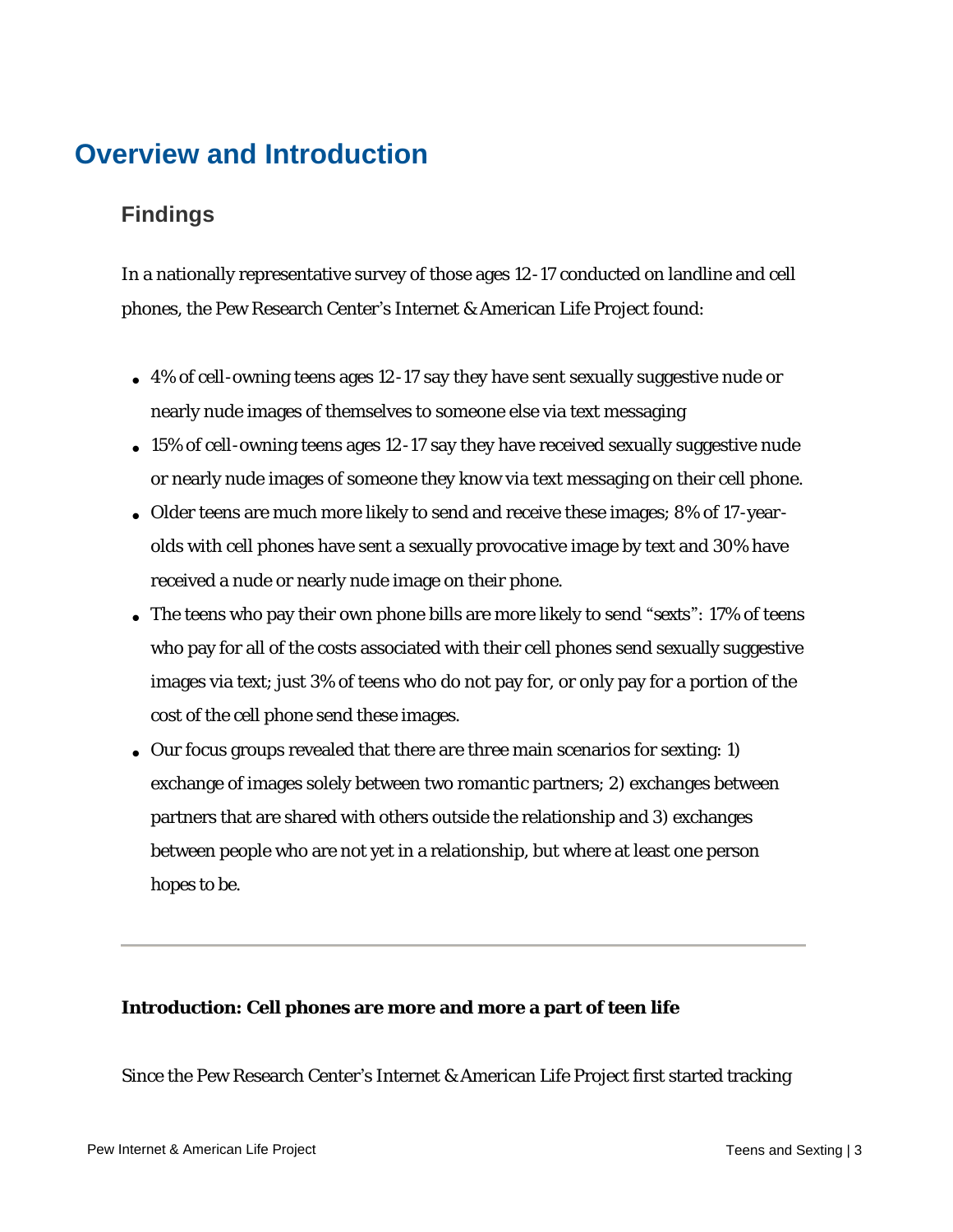# Overview and Introduction

## Findings

In a nationally representative survey of those ages 12-17 conducted on landline and cell phones, the Pew Research Center's Internet & American Life Project found:

- 4% of cell-owning teens ages 12-17 say they have sent sexually suggestive nude or nearly nude images of themselves to someone else via text messaging
- 15% of cell-owning teens ages 12-17 say they have received sexually suggestive nude or nearly nude images of someone they know via text messaging on their cell phone.
- Older teens are much more likely to send and receive these images; 8% of 17-year-olds with cell phones have sent a sexually provocative image by text and 30% have received a nude or nearly nude image on their phone.
- The teens who pay their own phone bills are more likely to send "sexts": 17% of teens who pay for all of the costs associated with their cell phones send sexually suggestive images via text; just 3% of teens who do not pay for, or only pay for a portion of the cost of the cell phone send these images.
- Our focus groups revealed that there are three main scenarios for sexting: 1) exchange of images solely between two romantic partners; 2) exchanges between partners that are shared with others outside the relationship and 3) exchanges between people who are not yet in a relationship, but where at least one person hopes to be.

---

**Introduction: Cell phones are more and more a part of teen life**

Since the Pew Research Center's Internet & American Life Project first started tracking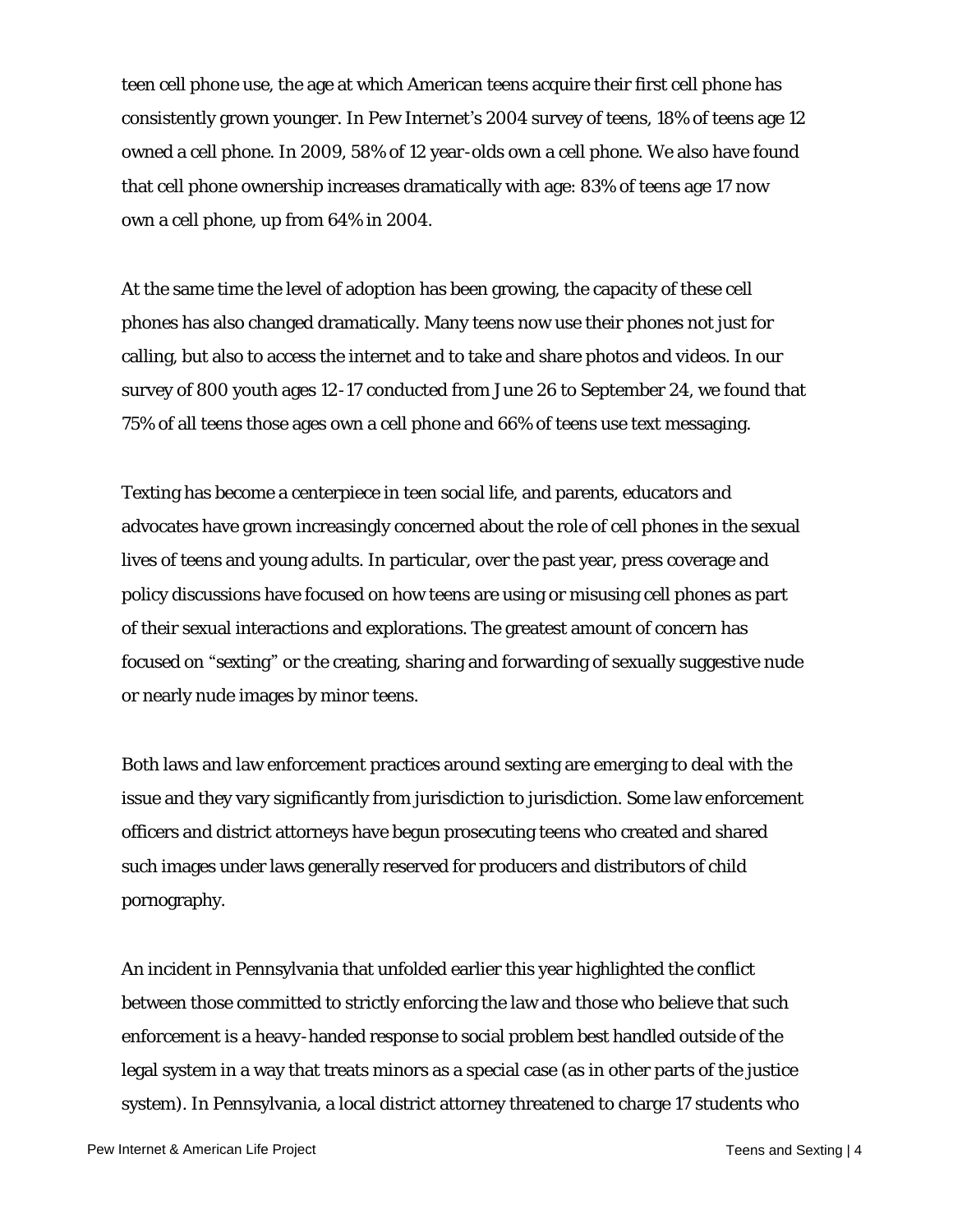teen cell phone use, the age at which American teens acquire their first cell phone has consistently grown younger. In Pew Internet's 2004 survey of teens, 18% of teens age 12 owned a cell phone. In 2009, 58% of 12 year-olds own a cell phone. We also have found that cell phone ownership increases dramatically with age: 83% of teens age 17 now own a cell phone, up from 64% in 2004.

At the same time the level of adoption has been growing, the capacity of these cell phones has also changed dramatically. Many teens now use their phones not just for calling, but also to access the internet and to take and share photos and videos. In our survey of 800 youth ages 12-17 conducted from June 26 to September 24, we found that 75% of all teens those ages own a cell phone and 66% of teens use text messaging.

Texting has become a centerpiece in teen social life, and parents, educators and advocates have grown increasingly concerned about the role of cell phones in the sexual lives of teens and young adults. In particular, over the past year, press coverage and policy discussions have focused on how teens are using or misusing cell phones as part of their sexual interactions and explorations. The greatest amount of concern has focused on "sexting" or the creating, sharing and forwarding of sexually suggestive nude or nearly nude images by minor teens.

Both laws and law enforcement practices around sexting are emerging to deal with the issue and they vary significantly from jurisdiction to jurisdiction. Some law enforcement officers and district attorneys have begun prosecuting teens who created and shared such images under laws generally reserved for producers and distributors of child pornography.

An incident in Pennsylvania that unfolded earlier this year highlighted the conflict between those committed to strictly enforcing the law and those who believe that such enforcement is a heavy-handed response to social problem best handled outside of the legal system in a way that treats minors as a special case (as in other parts of the justice system). In Pennsylvania, a local district attorney threatened to charge 17 students who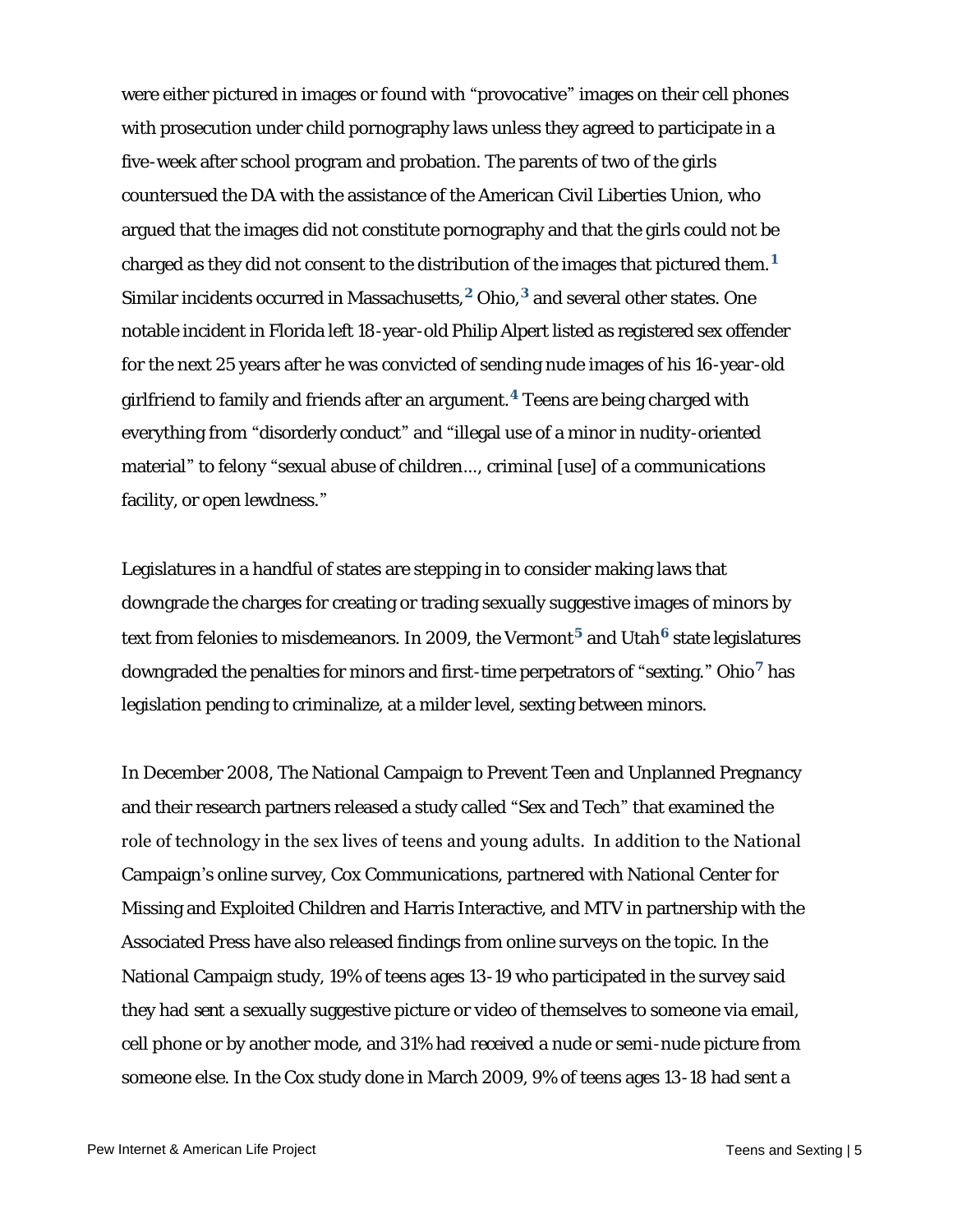were either pictured in images or found with "provocative" images on their cell phones with prosecution under child pornography laws unless they agreed to participate in a five-week after school program and probation. The parents of two of the girls countersued the DA with the assistance of the American Civil Liberties Union, who argued that the images did not constitute pornography and that the girls could not be charged as they did not consent to the distribution of the images that pictured them.[1] Similar incidents occurred in Massachusetts,[2] Ohio,[3] and several other states. One notable incident in Florida left 18-year-old Philip Alpert listed as registered sex offender for the next 25 years after he was convicted of sending nude images of his 16-year-old girlfriend to family and friends after an argument.[4] Teens are being charged with everything from "disorderly conduct" and "illegal use of a minor in nudity-oriented material" to felony "sexual abuse of children…, criminal [use] of a communications facility, or open lewdness."

Legislatures in a handful of states are stepping in to consider making laws that downgrade the charges for creating or trading sexually suggestive images of minors by text from felonies to misdemeanors. In 2009, the Vermont[5] and Utah[6] state legislatures downgraded the penalties for minors and first-time perpetrators of "sexting." Ohio[7] has legislation pending to criminalize, at a milder level, sexting between minors.

In December 2008, The National Campaign to Prevent Teen and Unplanned Pregnancy and their research partners released a study called "Sex and Tech" that examined the role of technology in the sex lives of teens and young adults. In addition to the National Campaign's online survey, Cox Communications, partnered with National Center for Missing and Exploited Children and Harris Interactive, and MTV in partnership with the Associated Press have also released findings from online surveys on the topic. In the National Campaign study, 19% of teens ages 13-19 who participated in the survey said they had *sent* a sexually suggestive picture or video of themselves to someone via email, cell phone or by another mode, and 31% had *received* a nude or semi-nude picture from someone else. In the Cox study done in March 2009, 9% of teens ages 13-18 had sent a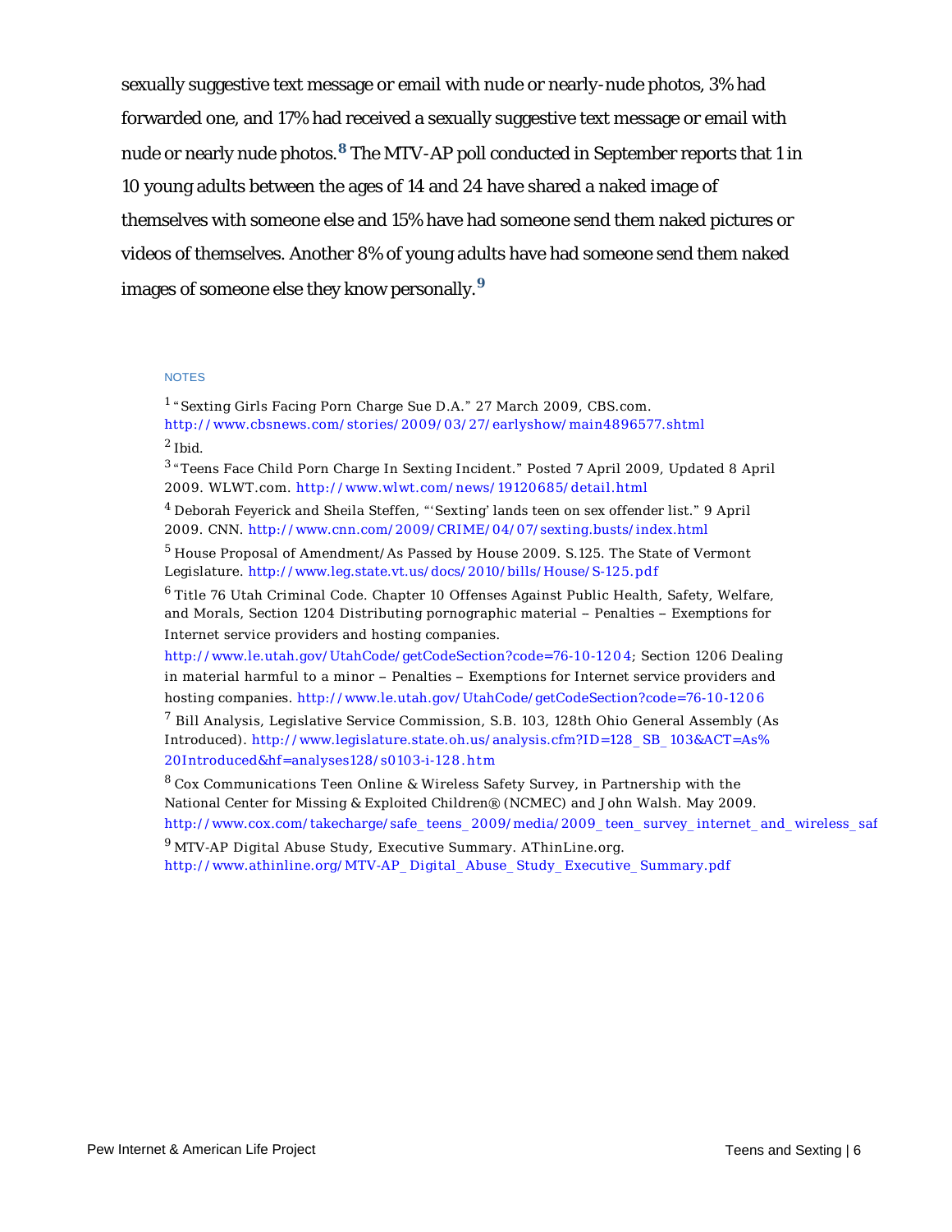sexually suggestive text message or email with nude or nearly-nude photos, 3% had forwarded one, and 17% had received a sexually suggestive text message or email with nude or nearly nude photos.[8] The MTV-AP poll conducted in September reports that 1 in 10 young adults between the ages of 14 and 24 have shared a naked image of themselves with someone else and 15% have had someone send them naked pictures or videos of themselves. Another 8% of young adults have had someone send them naked images of someone else they know personally.[9]

NOTES

[1] "Sexting Girls Facing Porn Charge Sue D.A." 27 March 2009, CBS.com. http://www.cbsnews.com/stories/2009/03/27/earlyshow/main4896577.shtml

[2] Ibid.

[3] "Teens Face Child Porn Charge In Sexting Incident." Posted 7 April 2009, Updated 8 April 2009. WLWT.com. http://www.wlwt.com/news/19120685/detail.html

[4] Deborah Feyerick and Sheila Steffen, "'Sexting' lands teen on sex offender list." 9 April 2009. CNN. http://www.cnn.com/2009/CRIME/04/07/sexting.busts/index.html

[5] House Proposal of Amendment/As Passed by House 2009. S.125. The State of Vermont Legislature. http://www.leg.state.vt.us/docs/2010/bills/House/S-125.pdf

[6] Title 76 Utah Criminal Code. Chapter 10 Offenses Against Public Health, Safety, Welfare, and Morals, Section 1204 Distributing pornographic material – Penalties – Exemptions for Internet service providers and hosting companies. http://www.le.utah.gov/UtahCode/getCodeSection?code=76-10-1204; Section 1206 Dealing in material harmful to a minor – Penalties – Exemptions for Internet service providers and hosting companies. http://www.le.utah.gov/UtahCode/getCodeSection?code=76-10-1206

[7] Bill Analysis, Legislative Service Commission, S.B. 103, 128th Ohio General Assembly (As Introduced). http://www.legislature.state.oh.us/analysis.cfm?ID=128_SB_103&ACT=As%20Introduced&hf=analyses128/s0103-i-128.htm

[8] Cox Communications Teen Online & Wireless Safety Survey, in Partnership with the National Center for Missing & Exploited Children® (NCMEC) and John Walsh. May 2009. http://www.cox.com/takecharge/safe_teens_2009/media/2009_teen_survey_internet_and_wireless_saf

[9] MTV-AP Digital Abuse Study, Executive Summary. AThinLine.org. http://www.athinline.org/MTV-AP_Digital_Abuse_Study_Executive_Summary.pdf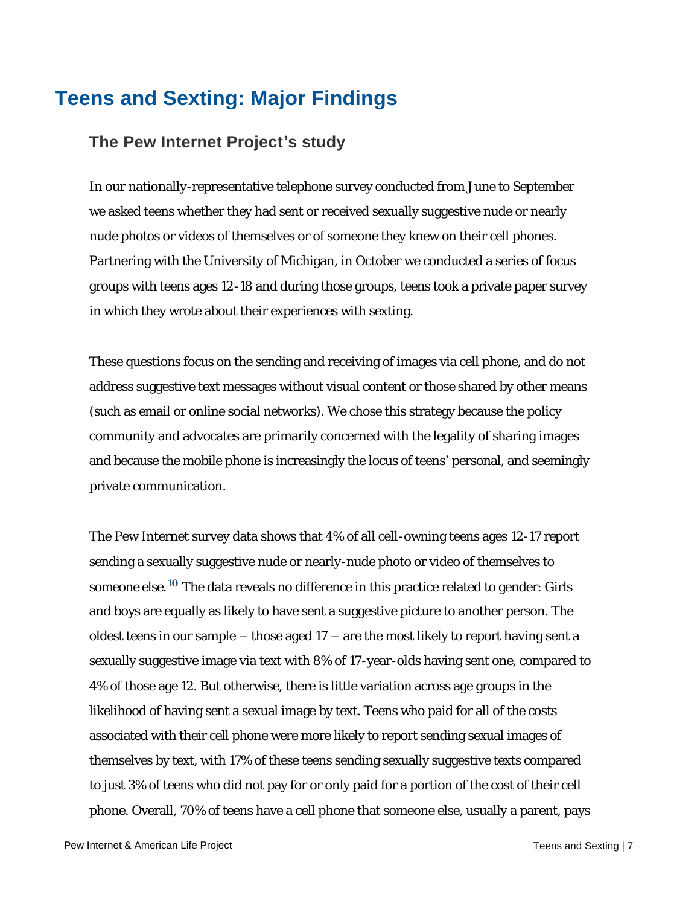# Teens and Sexting: Major Findings

## The Pew Internet Project's study

In our nationally-representative telephone survey conducted from June to September we asked teens whether they had sent or received sexually suggestive nude or nearly nude photos or videos of themselves or of someone they knew on their cell phones. Partnering with the University of Michigan, in October we conducted a series of focus groups with teens ages 12-18 and during those groups, teens took a private paper survey in which they wrote about their experiences with sexting.

These questions focus on the sending and receiving of images via cell phone, and do not address suggestive text messages without visual content or those shared by other means (such as email or online social networks). We chose this strategy because the policy community and advocates are primarily concerned with the legality of sharing images and because the mobile phone is increasingly the locus of teens' personal, and seemingly private communication.

The Pew Internet survey data shows that 4% of all cell-owning teens ages 12-17 report sending a sexually suggestive nude or nearly-nude photo or video of themselves to someone else.[10] The data reveals no difference in this practice related to gender: Girls and boys are equally as likely to have sent a suggestive picture to another person. The oldest teens in our sample – those aged 17 – are the most likely to report having sent a sexually suggestive image via text with 8% of 17-year-olds having sent one, compared to 4% of those age 12. But otherwise, there is little variation across age groups in the likelihood of having sent a sexual image by text. Teens who paid for all of the costs associated with their cell phone were more likely to report sending sexual images of themselves by text, with 17% of these teens sending sexually suggestive texts compared to just 3% of teens who did not pay for or only paid for a portion of the cost of their cell phone. Overall, 70% of teens have a cell phone that someone else, usually a parent, pays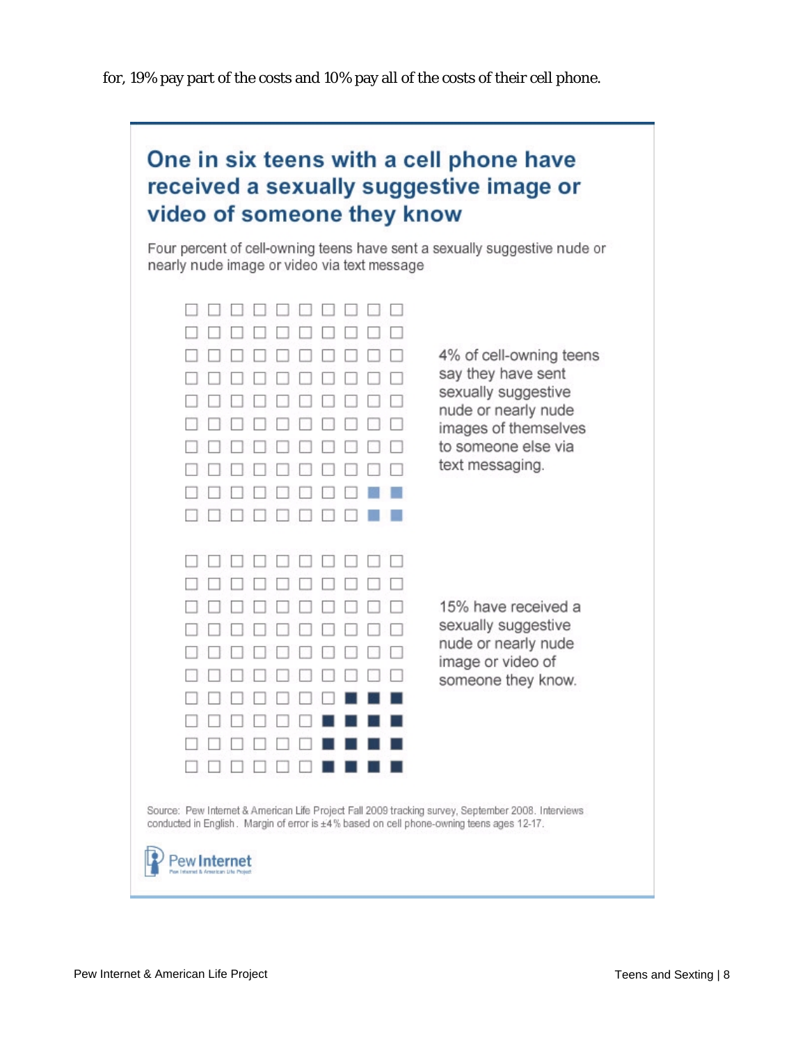for, 19% pay part of the costs and 10% pay all of the costs of their cell phone.

## One in six teens with a cell phone have received a sexually suggestive image or video of someone they know

Four percent of cell-owning teens have sent a sexually suggestive nude or nearly nude image or video via text message

4% of cell-owning teens say they have sent sexually suggestive nude or nearly nude images of themselves to someone else via text messaging.

15% have received a sexually suggestive nude or nearly nude image or video of someone they know.

Source: Pew Internet & American Life Project Fall 2009 tracking survey, September 2008. Interviews conducted in English. Margin of error is ±4% based on cell phone-owning teens ages 12-17.

Pew Internet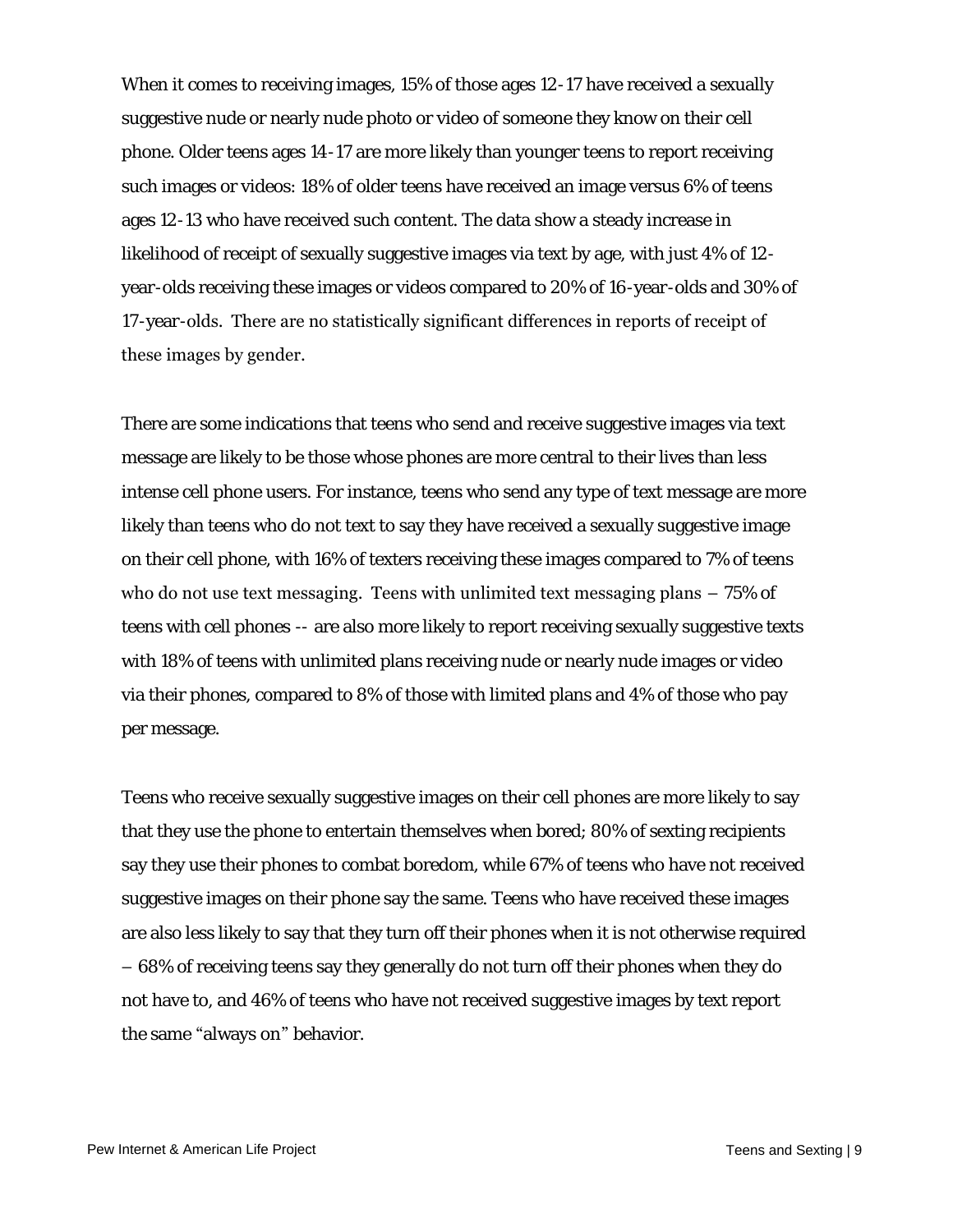When it comes to receiving images, 15% of those ages 12-17 have received a sexually suggestive nude or nearly nude photo or video of someone they know on their cell phone. Older teens ages 14-17 are more likely than younger teens to report receiving such images or videos: 18% of older teens have received an image versus 6% of teens ages 12-13 who have received such content. The data show a steady increase in likelihood of receipt of sexually suggestive images via text by age, with just 4% of 12-year-olds receiving these images or videos compared to 20% of 16-year-olds and 30% of 17-year-olds. There are no statistically significant differences in reports of receipt of these images by gender.

There are some indications that teens who send and receive suggestive images via text message are likely to be those whose phones are more central to their lives than less intense cell phone users. For instance, teens who send any type of text message are more likely than teens who do not text to say they have received a sexually suggestive image on their cell phone, with 16% of texters receiving these images compared to 7% of teens who do not use text messaging. Teens with unlimited text messaging plans – 75% of teens with cell phones -- are also more likely to report receiving sexually suggestive texts with 18% of teens with unlimited plans receiving nude or nearly nude images or video via their phones, compared to 8% of those with limited plans and 4% of those who pay per message.

Teens who receive sexually suggestive images on their cell phones are more likely to say that they use the phone to entertain themselves when bored; 80% of sexting recipients say they use their phones to combat boredom, while 67% of teens who have not received suggestive images on their phone say the same. Teens who have received these images are also less likely to say that they turn off their phones when it is not otherwise required – 68% of receiving teens say they generally do not turn off their phones when they do not have to, and 46% of teens who have not received suggestive images by text report the same "always on" behavior.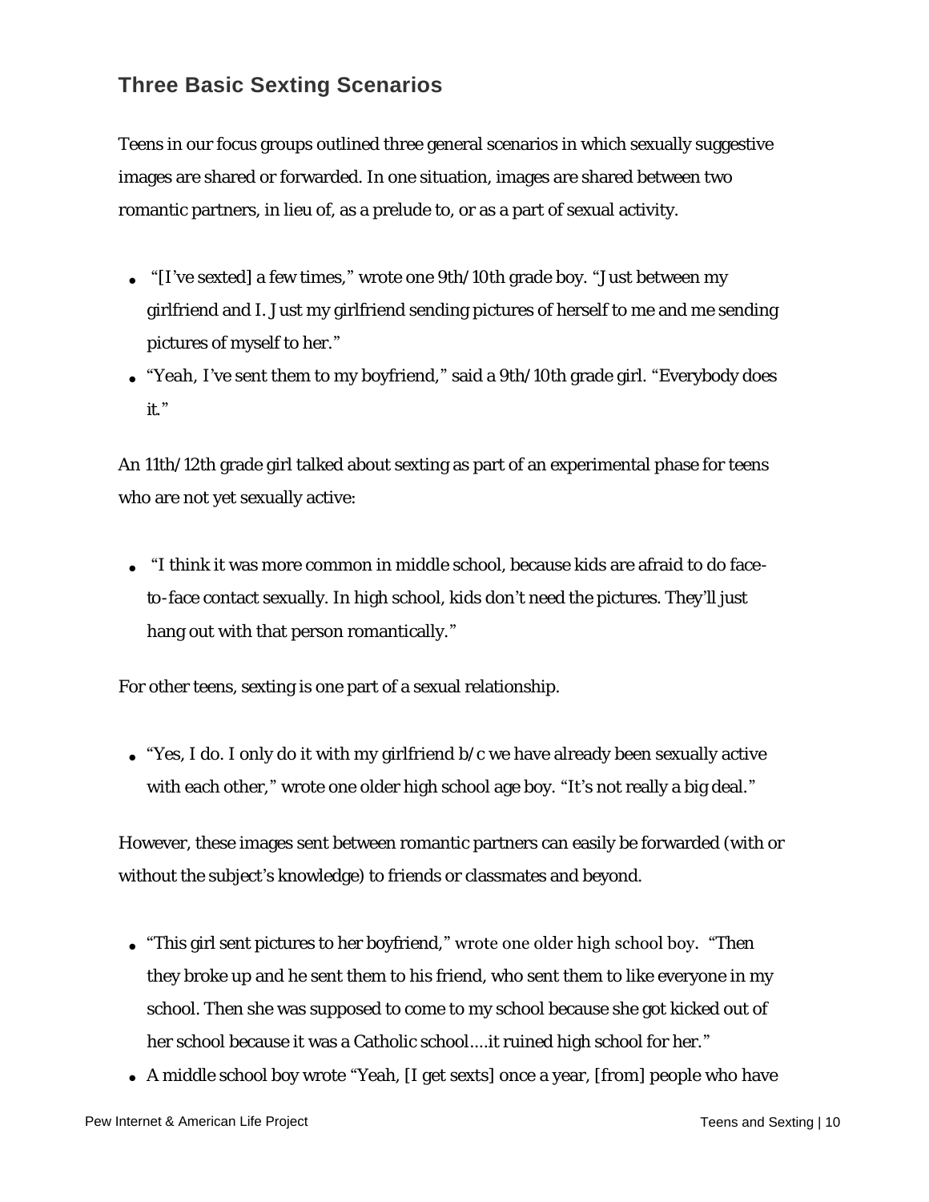## Three Basic Sexting Scenarios

Teens in our focus groups outlined three general scenarios in which sexually suggestive images are shared or forwarded. In one situation, images are shared between two romantic partners, in lieu of, as a prelude to, or as a part of sexual activity.

- "[I've sexted] a few times," wrote one 9th/10th grade boy. "Just between my girlfriend and I. Just my girlfriend sending pictures of herself to me and me sending pictures of myself to her."
- "Yeah, I've sent them to my boyfriend," said a 9th/10th grade girl. "Everybody does it."

An 11th/12th grade girl talked about sexting as part of an experimental phase for teens who are not yet sexually active:

- "I think it was more common in middle school, because kids are afraid to do face-to-face contact sexually. In high school, kids don't need the pictures. They'll just hang out with that person romantically."

For other teens, sexting is one part of a sexual relationship.

- "Yes, I do. I only do it with my girlfriend b/c we have already been sexually active with each other," wrote one older high school age boy. "It's not really a big deal."

However, these images sent between romantic partners can easily be forwarded (with or without the subject's knowledge) to friends or classmates and beyond.

- "This girl sent pictures to her boyfriend," wrote one older high school boy. "Then they broke up and he sent them to his friend, who sent them to like everyone in my school. Then she was supposed to come to my school because she got kicked out of her school because it was a Catholic school....it ruined high school for her."
- A middle school boy wrote "Yeah, [I get sexts] once a year, [from] people who have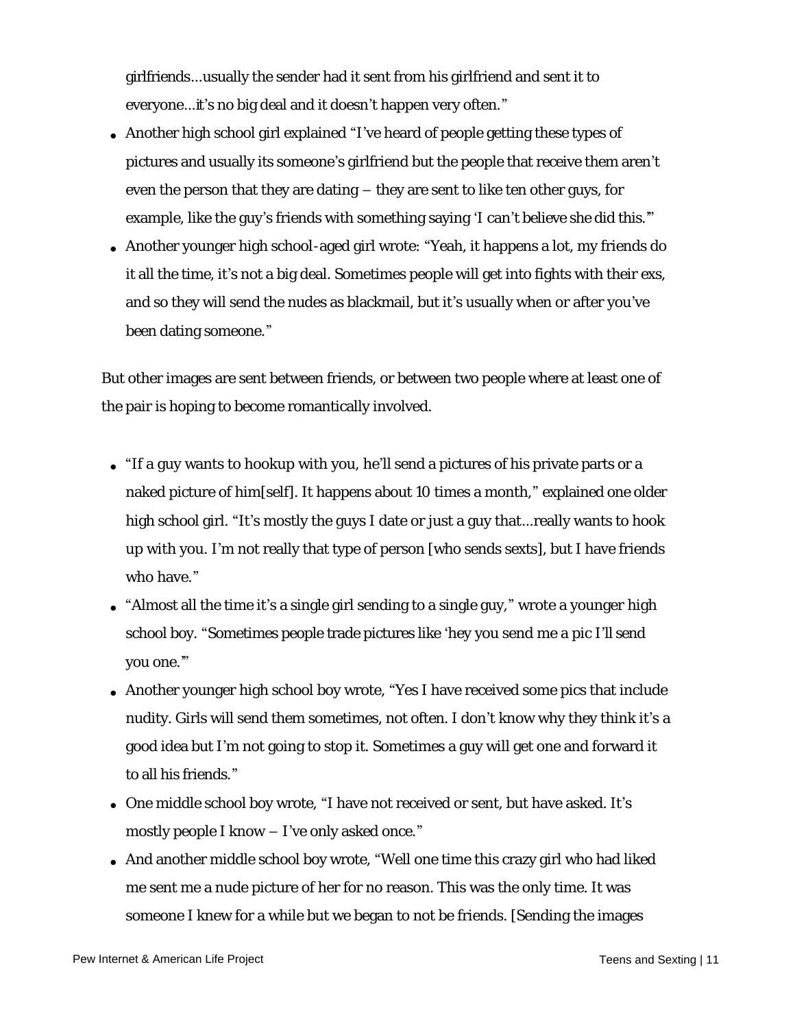girlfriends...usually the sender had it sent from his girlfriend and sent it to everyone...it's no big deal and it doesn't happen very often."

- Another high school girl explained "I've heard of people getting these types of pictures and usually its someone's girlfriend but the people that receive them aren't even the person that they are dating – they are sent to like ten other guys, for example, like the guy's friends with something saying 'I can't believe she did this.'"
- Another younger high school-aged girl wrote: "Yeah, it happens a lot, my friends do it all the time, it's not a big deal. Sometimes people will get into fights with their exs, and so they will send the nudes as blackmail, but it's usually when or after you've been dating someone."

But other images are sent between friends, or between two people where at least one of the pair is hoping to become romantically involved.

- "If a guy wants to hookup with you, he'll send a pictures of his private parts or a naked picture of him[self]. It happens about 10 times a month," explained one older high school girl. "It's mostly the guys I date or just a guy that...really wants to hook up with you. I'm not really that type of person [who sends sexts], but I have friends who have."
- "Almost all the time it's a single girl sending to a single guy," wrote a younger high school boy. "Sometimes people trade pictures like 'hey you send me a pic I'll send you one.'"
- Another younger high school boy wrote, "Yes I have received some pics that include nudity. Girls will send them sometimes, not often. I don't know why they think it's a good idea but I'm not going to stop it. Sometimes a guy will get one and forward it to all his friends."
- One middle school boy wrote, "I have not received or sent, but have asked. It's mostly people I know – I've only asked once."
- And another middle school boy wrote, "Well one time this crazy girl who had liked me sent me a nude picture of her for no reason. This was the only time. It was someone I knew for a while but we began to not be friends. [Sending the images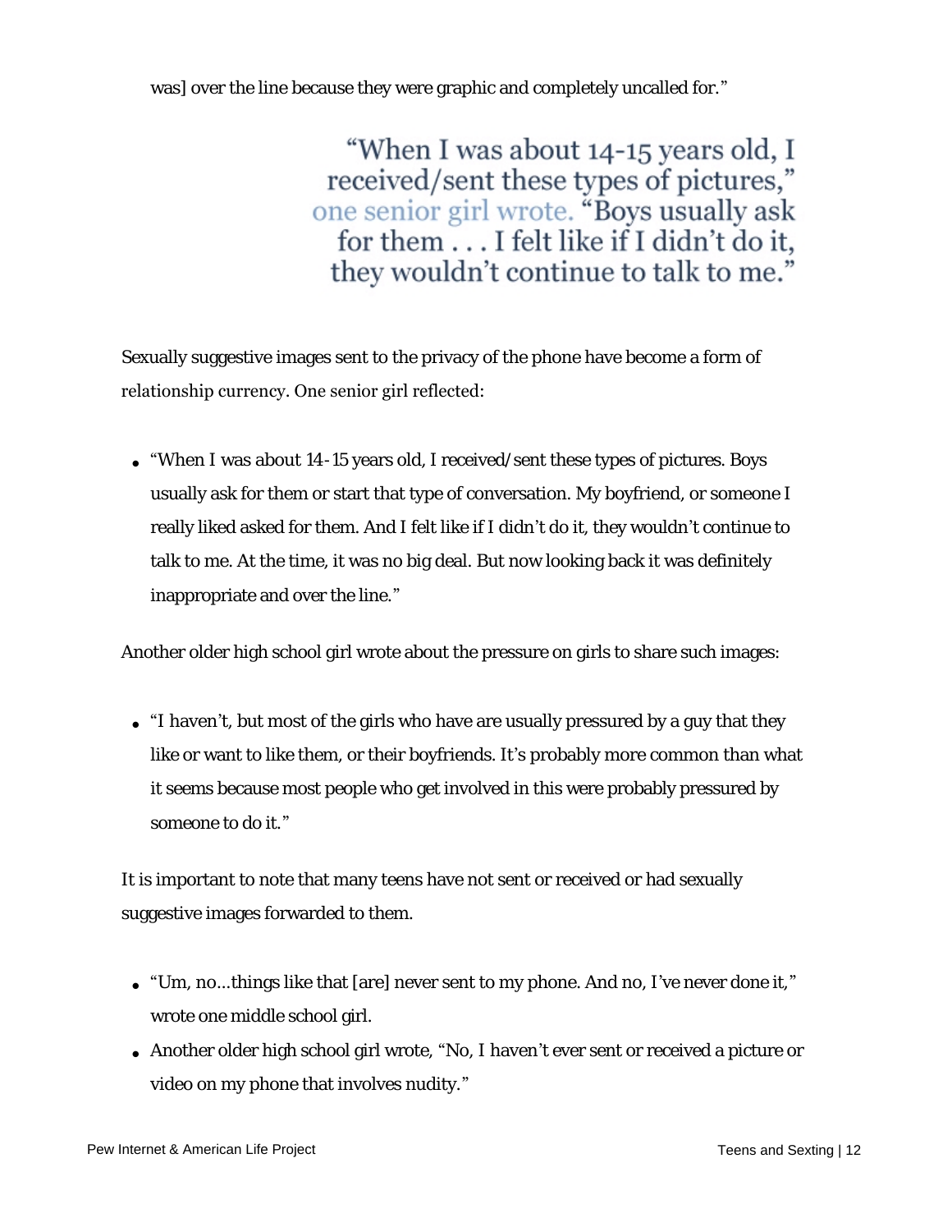was] over the line because they were graphic and completely uncalled for."

> "When I was about 14-15 years old, I received/sent these types of pictures," one senior girl wrote. "Boys usually ask for them . . . I felt like if I didn't do it, they wouldn't continue to talk to me."

Sexually suggestive images sent to the privacy of the phone have become a form of relationship currency. One senior girl reflected:

- "When I was about 14-15 years old, I received/sent these types of pictures. Boys usually ask for them or start that type of conversation. My boyfriend, or someone I really liked asked for them. And I felt like if I didn't do it, they wouldn't continue to talk to me. At the time, it was no big deal. But now looking back it was definitely inappropriate and over the line."

Another older high school girl wrote about the pressure on girls to share such images:

- "I haven't, but most of the girls who have are usually pressured by a guy that they like or want to like them, or their boyfriends. It's probably more common than what it seems because most people who get involved in this were probably pressured by someone to do it."

It is important to note that many teens have not sent or received or had sexually suggestive images forwarded to them.

- "Um, no...things like that [are] never sent to my phone. And no, I've never done it," wrote one middle school girl.
- Another older high school girl wrote, "No, I haven't ever sent or received a picture or video on my phone that involves nudity."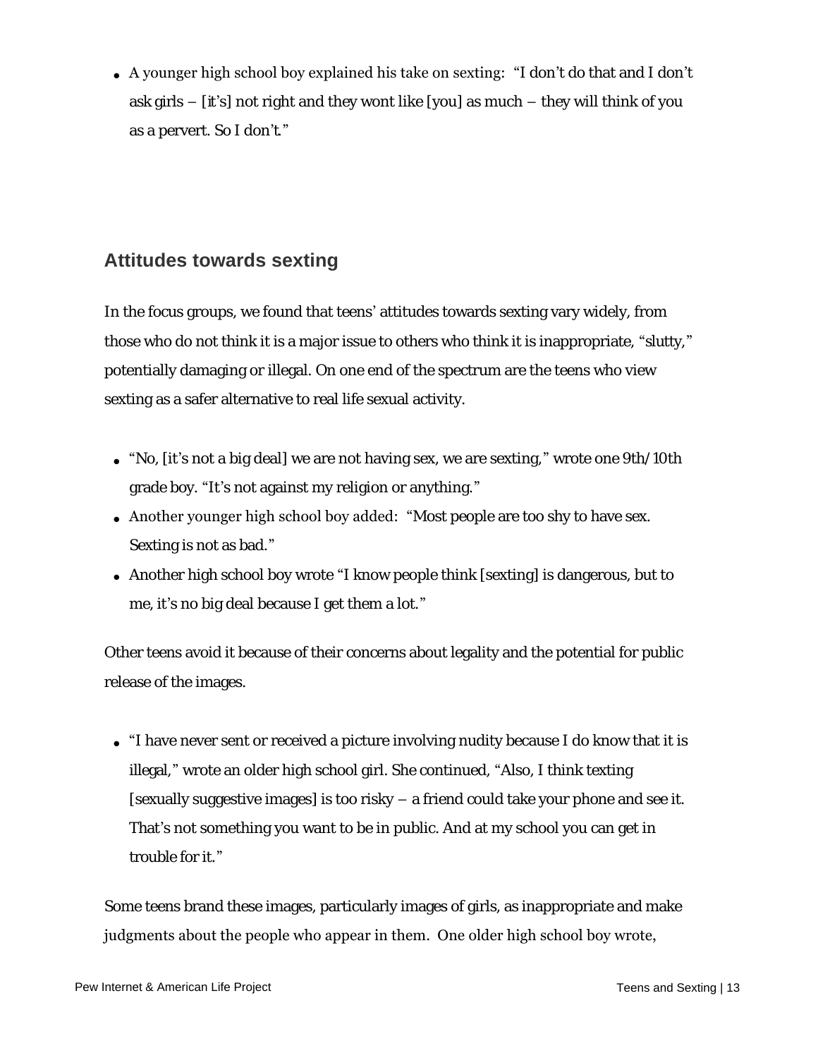- A younger high school boy explained his take on sexting: "I don't do that and I don't ask girls – [it's] not right and they wont like [you] as much – they will think of you as a pervert. So I don't."

## Attitudes towards sexting

In the focus groups, we found that teens' attitudes towards sexting vary widely, from those who do not think it is a major issue to others who think it is inappropriate, "slutty," potentially damaging or illegal. On one end of the spectrum are the teens who view sexting as a safer alternative to real life sexual activity.

- "No, [it's not a big deal] we are not having sex, we are sexting," wrote one 9th/10th grade boy. "It's not against my religion or anything."
- Another younger high school boy added: "Most people are too shy to have sex. Sexting is not as bad."
- Another high school boy wrote "I know people think [sexting] is dangerous, but to me, it's no big deal because I get them a lot."

Other teens avoid it because of their concerns about legality and the potential for public release of the images.

- "I have never sent or received a picture involving nudity because I do know that it is illegal," wrote an older high school girl. She continued, "Also, I think texting [sexually suggestive images] is too risky – a friend could take your phone and see it. That's not something you want to be in public. And at my school you can get in trouble for it."

Some teens brand these images, particularly images of girls, as inappropriate and make judgments about the people who appear in them. One older high school boy wrote,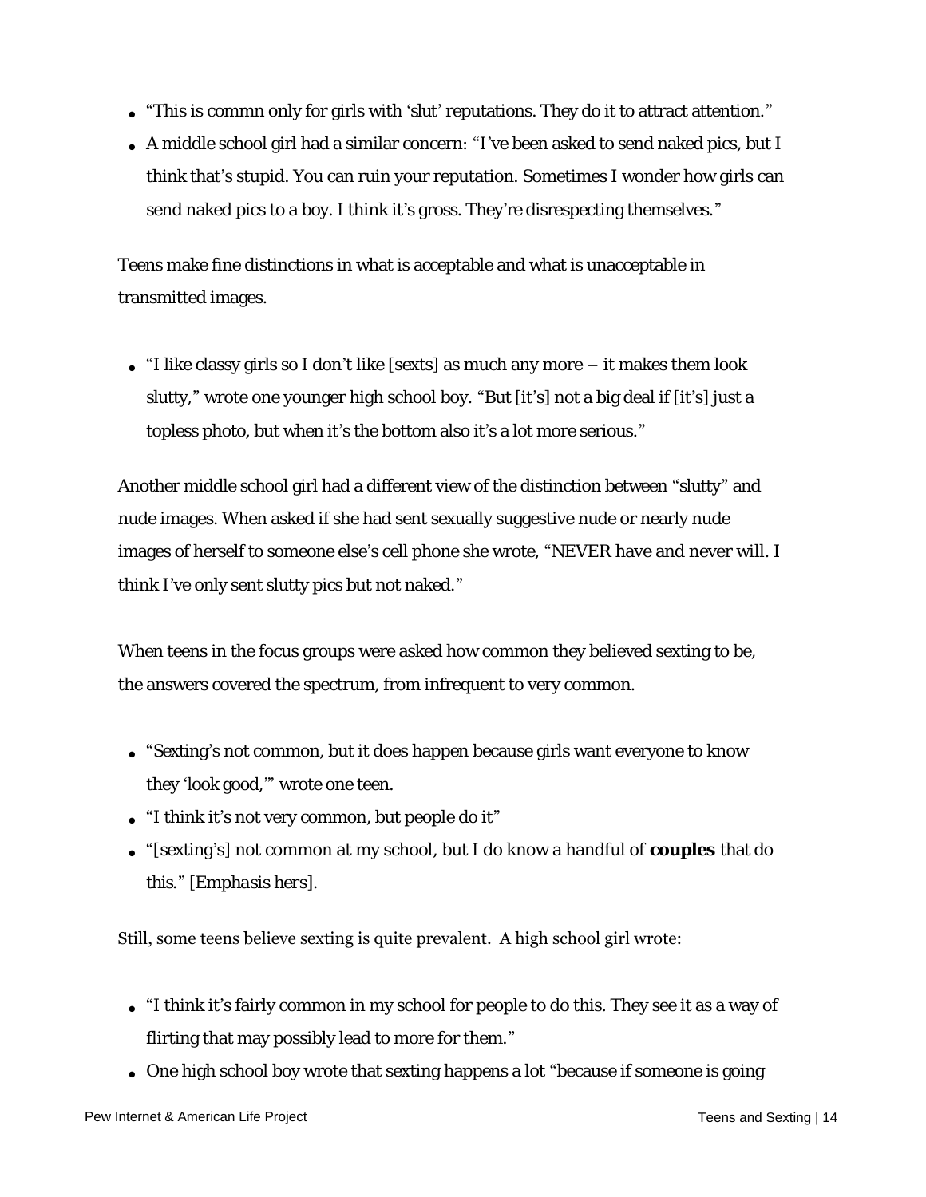- "This is commn only for girls with 'slut' reputations. They do it to attract attention."
- A middle school girl had a similar concern: "I've been asked to send naked pics, but I think that's stupid. You can ruin your reputation. Sometimes I wonder how girls can send naked pics to a boy. I think it's gross. They're disrespecting themselves."

Teens make fine distinctions in what is acceptable and what is unacceptable in transmitted images.

- "I like classy girls so I don't like [sexts] as much any more – it makes them look slutty," wrote one younger high school boy. "But [it's] not a big deal if [it's] just a topless photo, but when it's the bottom also it's a lot more serious."

Another middle school girl had a different view of the distinction between "slutty" and nude images. When asked if she had sent sexually suggestive nude or nearly nude images of herself to someone else's cell phone she wrote, "NEVER have and never will. I think I've only sent slutty pics but not naked."

When teens in the focus groups were asked how common they believed sexting to be, the answers covered the spectrum, from infrequent to very common.

- "Sexting's not common, but it does happen because girls want everyone to know they 'look good,'" wrote one teen.
- "I think it's not very common, but people do it"
- "[sexting's] not common at my school, but I do know a handful of **couples** that do this." *[Emphasis hers]*.

Still, some teens believe sexting is quite prevalent. A high school girl wrote:

- "I think it's fairly common in my school for people to do this. They see it as a way of flirting that may possibly lead to more for them."
- One high school boy wrote that sexting happens a lot "because if someone is going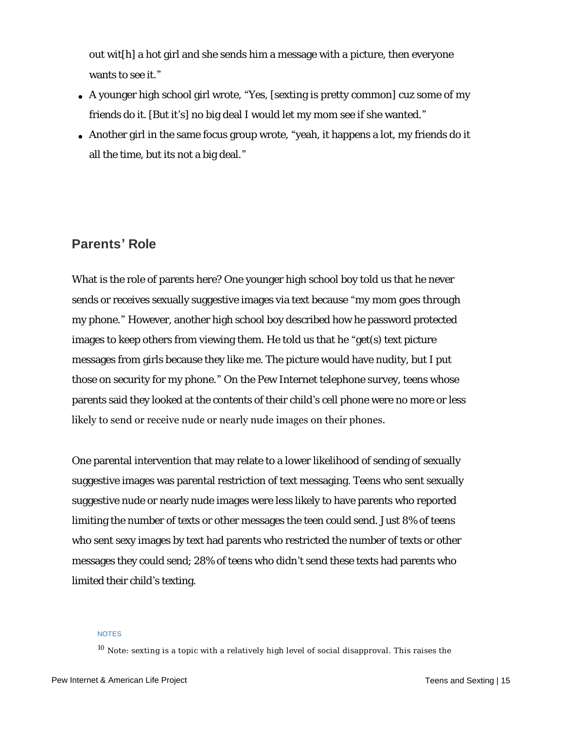out wit[h] a hot girl and she sends him a message with a picture, then everyone wants to see it."

- A younger high school girl wrote, "Yes, [sexting is pretty common] cuz some of my friends do it. [But it's] no big deal I would let my mom see if she wanted."
- Another girl in the same focus group wrote, "yeah, it happens a lot, my friends do it all the time, but its not a big deal."

## Parents' Role

What is the role of parents here? One younger high school boy told us that he never sends or receives sexually suggestive images via text because "my mom goes through my phone." However, another high school boy described how he password protected images to keep others from viewing them. He told us that he "get(s) text picture messages from girls because they like me. The picture would have nudity, but I put those on security for my phone." On the Pew Internet telephone survey, teens whose parents said they looked at the contents of their child's cell phone were no more or less likely to send or receive nude or nearly nude images on their phones.

One parental intervention that may relate to a lower likelihood of sending of sexually suggestive images was parental restriction of text messaging. Teens who sent sexually suggestive nude or nearly nude images were less likely to have parents who reported limiting the number of texts or other messages the teen could send. Just 8% of teens who sent sexy images by text had parents who restricted the number of texts or other messages they could send; 28% of teens who didn't send these texts had parents who limited their child's texting.

NOTES

[10] Note: sexting is a topic with a relatively high level of social disapproval. This raises the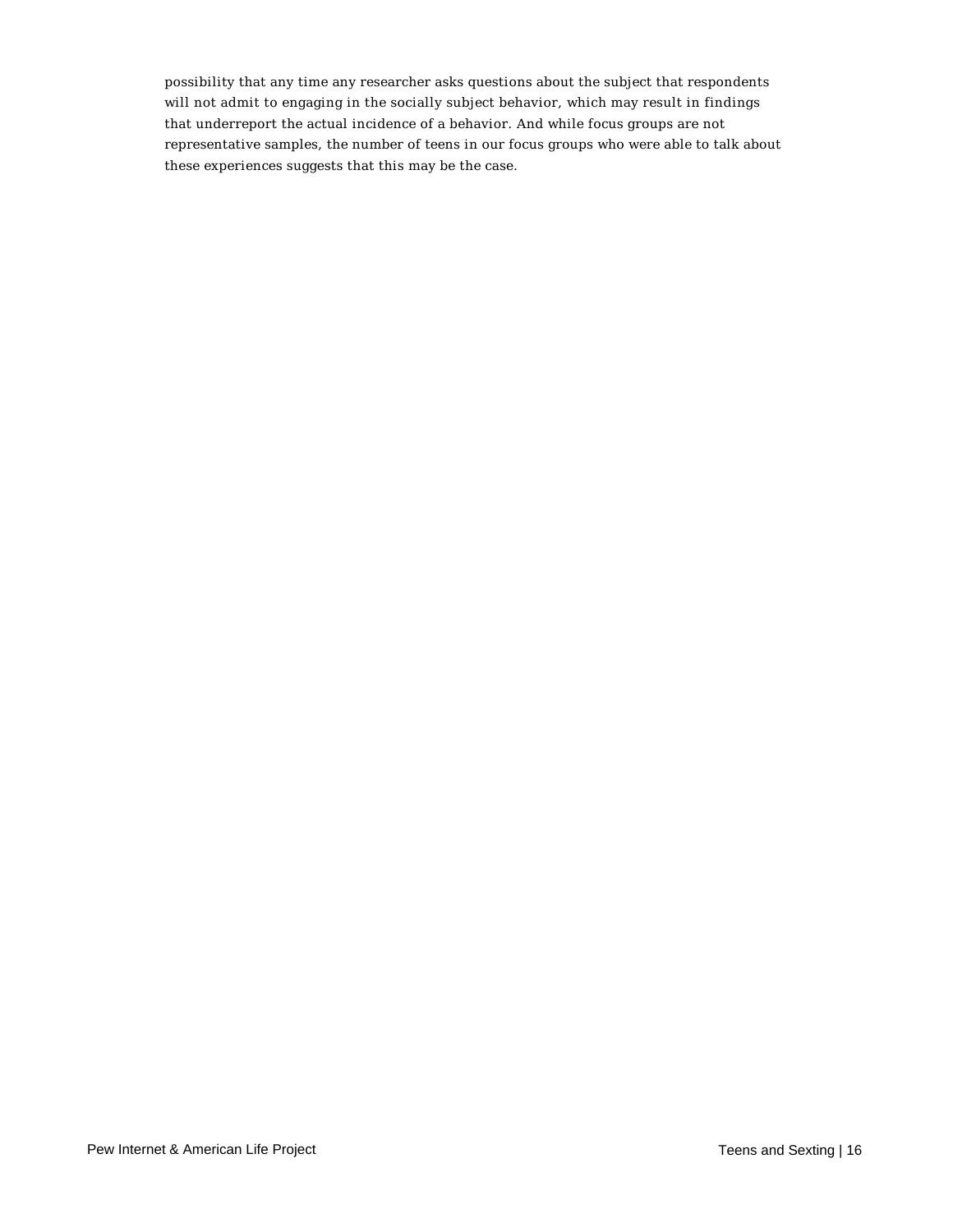possibility that any time any researcher asks questions about the subject that respondents will not admit to engaging in the socially subject behavior, which may result in findings that underreport the actual incidence of a behavior. And while focus groups are not representative samples, the number of teens in our focus groups who were able to talk about these experiences suggests that this may be the case.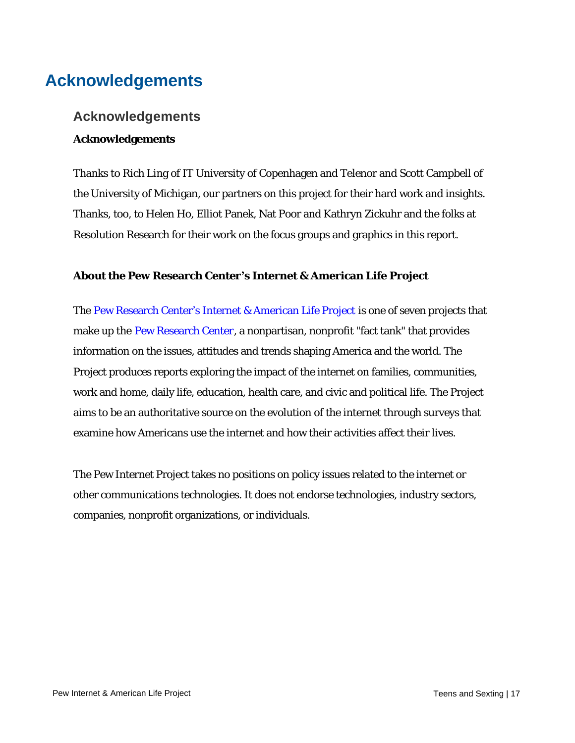# Acknowledgements

## Acknowledgements

**Acknowledgements**

Thanks to Rich Ling of IT University of Copenhagen and Telenor and Scott Campbell of the University of Michigan, our partners on this project for their hard work and insights. Thanks, too, to Helen Ho, Elliot Panek, Nat Poor and Kathryn Zickuhr and the folks at Resolution Research for their work on the focus groups and graphics in this report.

**About the Pew Research Center's Internet & American Life Project**

The Pew Research Center's Internet & American Life Project is one of seven projects that make up the Pew Research Center, a nonpartisan, nonprofit "fact tank" that provides information on the issues, attitudes and trends shaping America and the world. The Project produces reports exploring the impact of the internet on families, communities, work and home, daily life, education, health care, and civic and political life. The Project aims to be an authoritative source on the evolution of the internet through surveys that examine how Americans use the internet and how their activities affect their lives.

The Pew Internet Project takes no positions on policy issues related to the internet or other communications technologies. It does not endorse technologies, industry sectors, companies, nonprofit organizations, or individuals.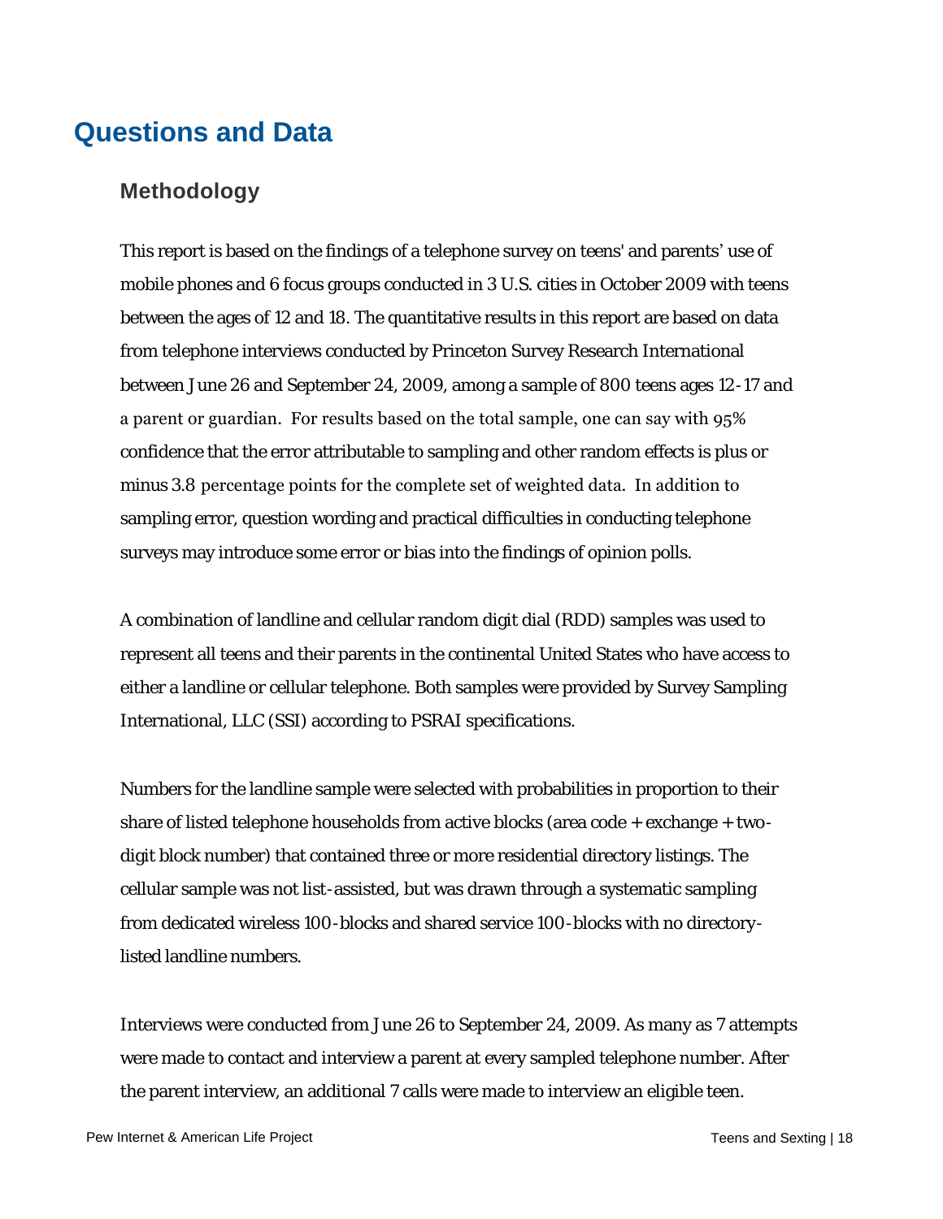# Questions and Data

## Methodology

This report is based on the findings of a telephone survey on teens' and parents' use of mobile phones and 6 focus groups conducted in 3 U.S. cities in October 2009 with teens between the ages of 12 and 18. The quantitative results in this report are based on data from telephone interviews conducted by Princeton Survey Research International between June 26 and September 24, 2009, among a sample of 800 teens ages 12-17 and a parent or guardian. For results based on the total sample, one can say with 95% confidence that the error attributable to sampling and other random effects is plus or minus 3.8 percentage points for the complete set of weighted data. In addition to sampling error, question wording and practical difficulties in conducting telephone surveys may introduce some error or bias into the findings of opinion polls.

A combination of landline and cellular random digit dial (RDD) samples was used to represent all teens and their parents in the continental United States who have access to either a landline or cellular telephone. Both samples were provided by Survey Sampling International, LLC (SSI) according to PSRAI specifications.

Numbers for the landline sample were selected with probabilities in proportion to their share of listed telephone households from active blocks (area code + exchange + two-digit block number) that contained three or more residential directory listings. The cellular sample was not list-assisted, but was drawn through a systematic sampling from dedicated wireless 100-blocks and shared service 100-blocks with no directory-listed landline numbers.

Interviews were conducted from June 26 to September 24, 2009. As many as 7 attempts were made to contact and interview a parent at every sampled telephone number. After the parent interview, an additional 7 calls were made to interview an eligible teen.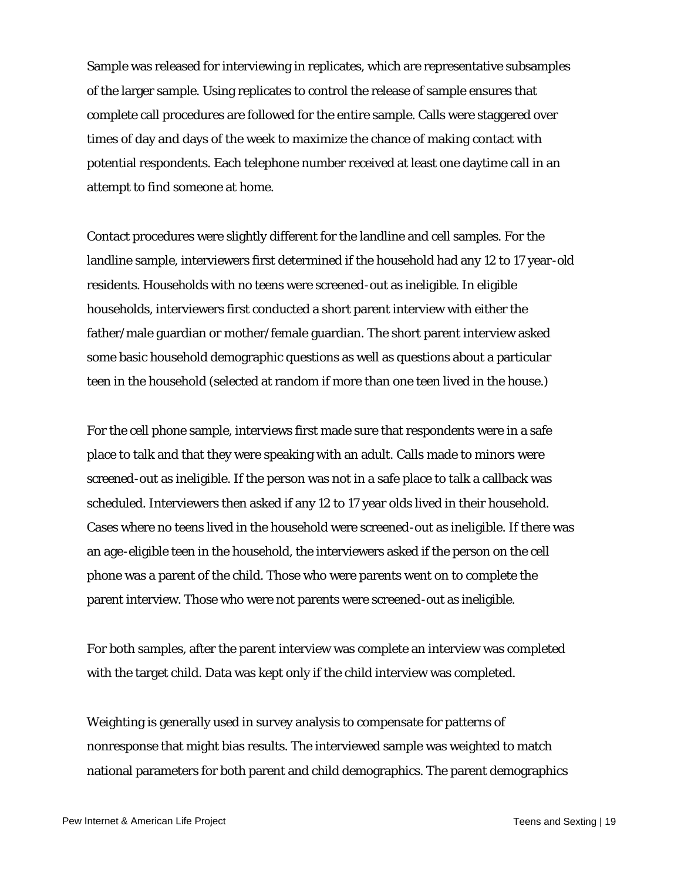Sample was released for interviewing in replicates, which are representative subsamples of the larger sample. Using replicates to control the release of sample ensures that complete call procedures are followed for the entire sample. Calls were staggered over times of day and days of the week to maximize the chance of making contact with potential respondents. Each telephone number received at least one daytime call in an attempt to find someone at home.

Contact procedures were slightly different for the landline and cell samples. For the landline sample, interviewers first determined if the household had any 12 to 17 year-old residents. Households with no teens were screened-out as ineligible. In eligible households, interviewers first conducted a short parent interview with either the father/male guardian or mother/female guardian. The short parent interview asked some basic household demographic questions as well as questions about a particular teen in the household (selected at random if more than one teen lived in the house.)

For the cell phone sample, interviews first made sure that respondents were in a safe place to talk and that they were speaking with an adult. Calls made to minors were screened-out as ineligible. If the person was not in a safe place to talk a callback was scheduled. Interviewers then asked if any 12 to 17 year olds lived in their household. Cases where no teens lived in the household were screened-out as ineligible. If there was an age-eligible teen in the household, the interviewers asked if the person on the cell phone was a parent of the child. Those who were parents went on to complete the parent interview. Those who were not parents were screened-out as ineligible.

For both samples, after the parent interview was complete an interview was completed with the target child. Data was kept only if the child interview was completed.

Weighting is generally used in survey analysis to compensate for patterns of nonresponse that might bias results. The interviewed sample was weighted to match national parameters for both parent and child demographics. The parent demographics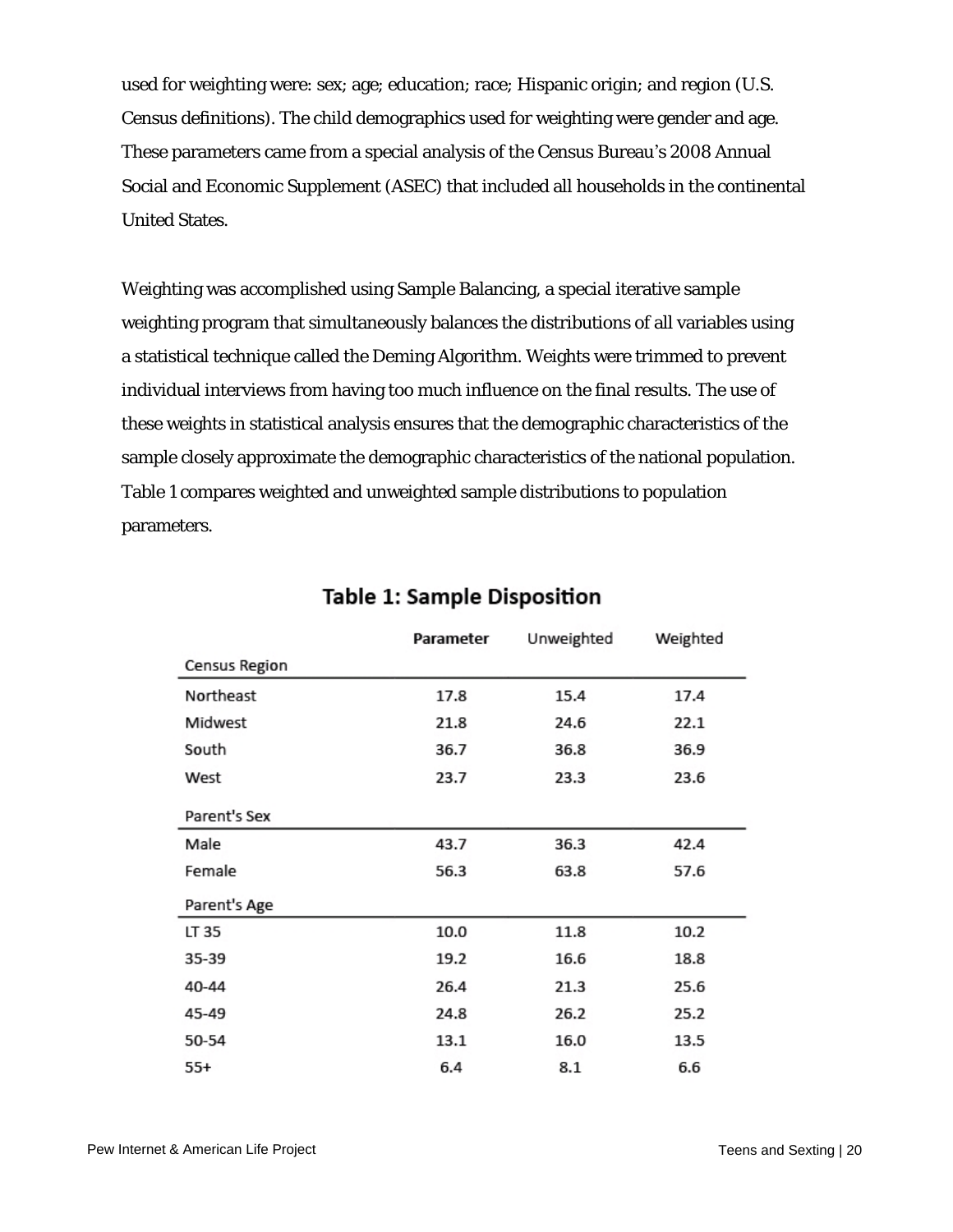used for weighting were: sex; age; education; race; Hispanic origin; and region (U.S. Census definitions). The child demographics used for weighting were gender and age. These parameters came from a special analysis of the Census Bureau's 2008 Annual Social and Economic Supplement (ASEC) that included all households in the continental United States.

Weighting was accomplished using Sample Balancing, a special iterative sample weighting program that simultaneously balances the distributions of all variables using a statistical technique called the Deming Algorithm. Weights were trimmed to prevent individual interviews from having too much influence on the final results. The use of these weights in statistical analysis ensures that the demographic characteristics of the sample closely approximate the demographic characteristics of the national population. Table 1 compares weighted and unweighted sample distributions to population parameters.

## Table 1: Sample Disposition

| | Parameter | Unweighted | Weighted |
|---|---|---|---|
| **Census Region** | | | |
| Northeast | 17.8 | 15.4 | 17.4 |
| Midwest | 21.8 | 24.6 | 22.1 |
| South | 36.7 | 36.8 | 36.9 |
| West | 23.7 | 23.3 | 23.6 |
| **Parent's Sex** | | | |
| Male | 43.7 | 36.3 | 42.4 |
| Female | 56.3 | 63.8 | 57.6 |
| **Parent's Age** | | | |
| LT 35 | 10.0 | 11.8 | 10.2 |
| 35-39 | 19.2 | 16.6 | 18.8 |
| 40-44 | 26.4 | 21.3 | 25.6 |
| 45-49 | 24.8 | 26.2 | 25.2 |
| 50-54 | 13.1 | 16.0 | 13.5 |
| 55+ | 6.4 | 8.1 | 6.6 |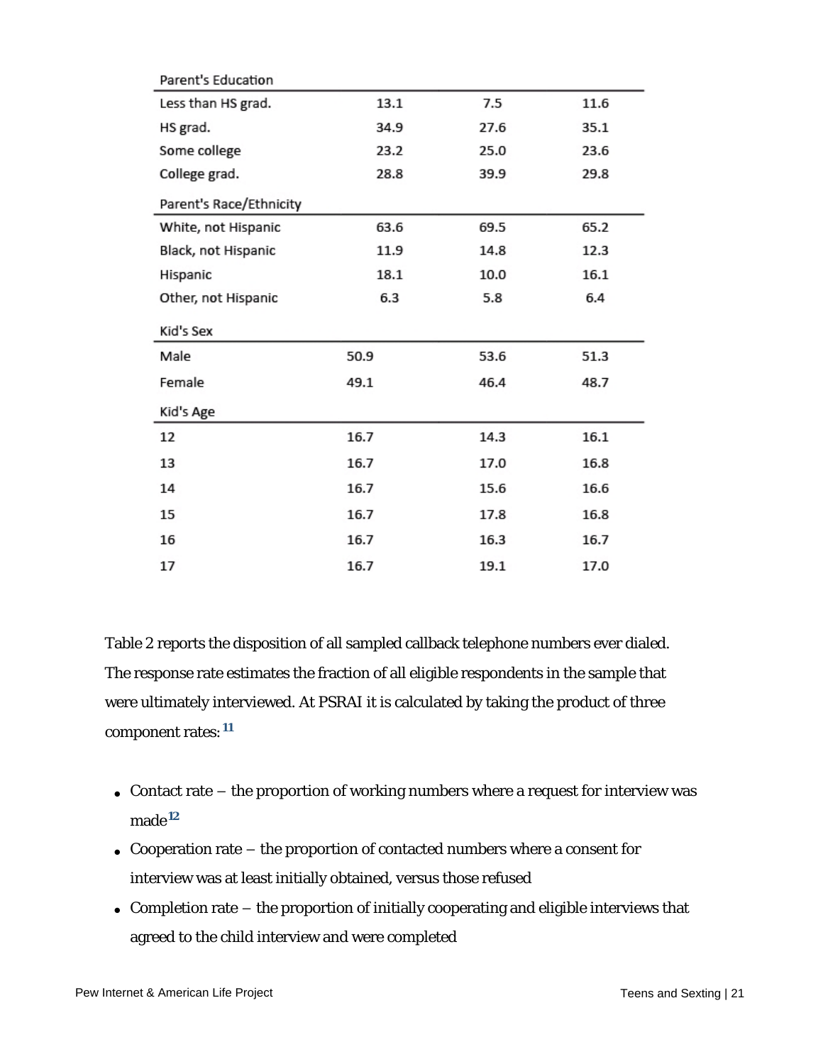| | | | |
|---|---|---|---|
| **Parent's Education** | | | |
| Less than HS grad. | 13.1 | 7.5 | 11.6 |
| HS grad. | 34.9 | 27.6 | 35.1 |
| Some college | 23.2 | 25.0 | 23.6 |
| College grad. | 28.8 | 39.9 | 29.8 |
| **Parent's Race/Ethnicity** | | | |
| White, not Hispanic | 63.6 | 69.5 | 65.2 |
| Black, not Hispanic | 11.9 | 14.8 | 12.3 |
| Hispanic | 18.1 | 10.0 | 16.1 |
| Other, not Hispanic | 6.3 | 5.8 | 6.4 |
| **Kid's Sex** | | | |
| Male | 50.9 | 53.6 | 51.3 |
| Female | 49.1 | 46.4 | 48.7 |
| **Kid's Age** | | | |
| 12 | 16.7 | 14.3 | 16.1 |
| 13 | 16.7 | 17.0 | 16.8 |
| 14 | 16.7 | 15.6 | 16.6 |
| 15 | 16.7 | 17.8 | 16.8 |
| 16 | 16.7 | 16.3 | 16.7 |
| 17 | 16.7 | 19.1 | 17.0 |

Table 2 reports the disposition of all sampled callback telephone numbers ever dialed. The response rate estimates the fraction of all eligible respondents in the sample that were ultimately interviewed. At PSRAI it is calculated by taking the product of three component rates:[11]

- Contact rate – the proportion of working numbers where a request for interview was made[12]
- Cooperation rate – the proportion of contacted numbers where a consent for interview was at least initially obtained, versus those refused
- Completion rate – the proportion of initially cooperating and eligible interviews that agreed to the child interview and were completed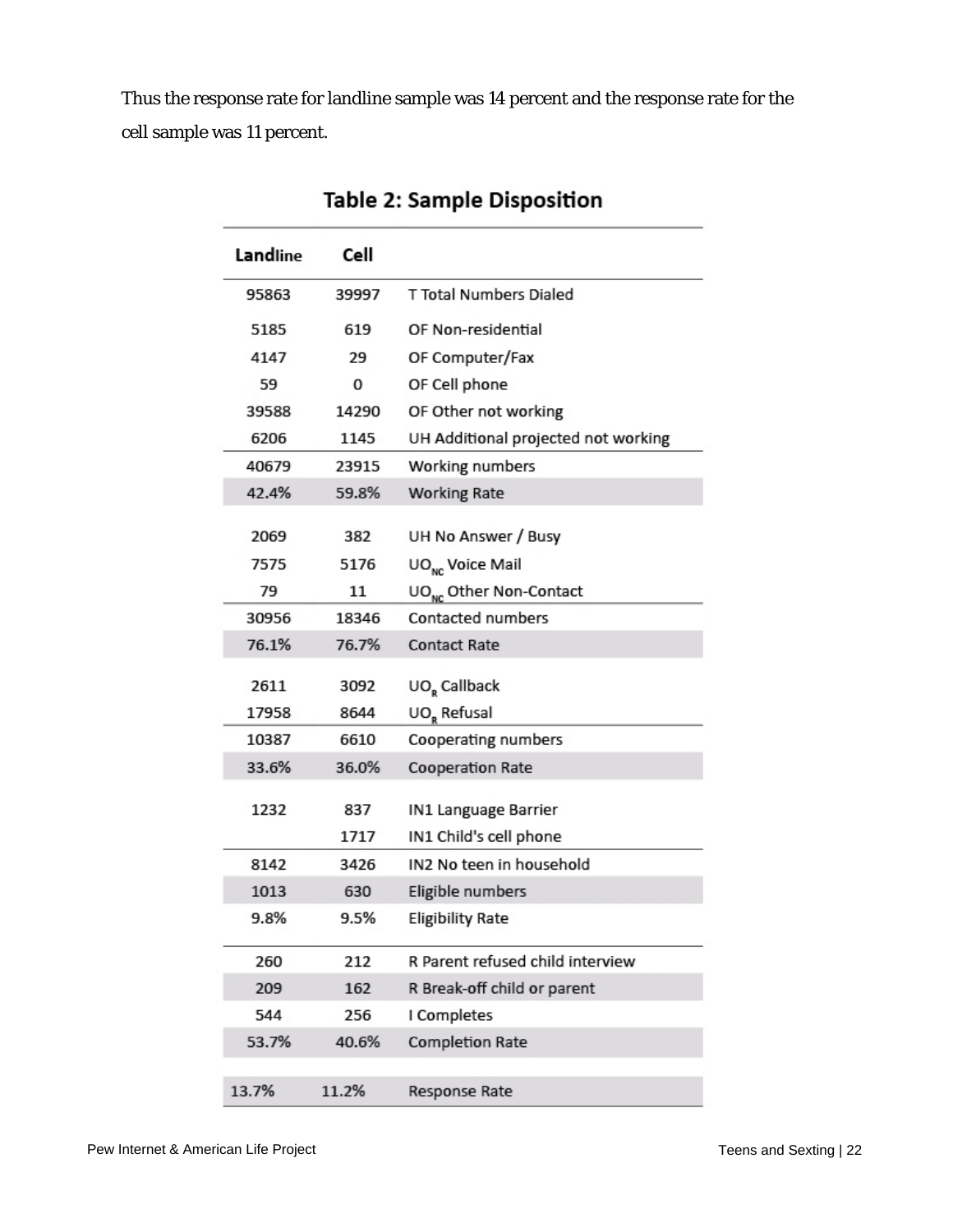Thus the response rate for landline sample was 14 percent and the response rate for the cell sample was 11 percent.

## Table 2: Sample Disposition

| Landline | Cell | |
|---|---|---|
| 95863 | 39997 | T Total Numbers Dialed |
| 5185 | 619 | OF Non-residential |
| 4147 | 29 | OF Computer/Fax |
| 59 | 0 | OF Cell phone |
| 39588 | 14290 | OF Other not working |
| 6206 | 1145 | UH Additional projected not working |
| 40679 | 23915 | Working numbers |
| 42.4% | 59.8% | Working Rate |
| 2069 | 382 | UH No Answer / Busy |
| 7575 | 5176 | $UO_{NC}$ Voice Mail |
| 79 | 11 | $UO_{NC}$ Other Non-Contact |
| 30956 | 18346 | Contacted numbers |
| 76.1% | 76.7% | Contact Rate |
| 2611 | 3092 | $UO_R$ Callback |
| 17958 | 8644 | $UO_R$ Refusal |
| 10387 | 6610 | Cooperating numbers |
| 33.6% | 36.0% | Cooperation Rate |
| 1232 | 837 | IN1 Language Barrier |
| | 1717 | IN1 Child's cell phone |
| 8142 | 3426 | IN2 No teen in household |
| 1013 | 630 | Eligible numbers |
| 9.8% | 9.5% | Eligibility Rate |
| 260 | 212 | R Parent refused child interview |
| 209 | 162 | R Break-off child or parent |
| 544 | 256 | I Completes |
| 53.7% | 40.6% | Completion Rate |
| 13.7% | 11.2% | Response Rate |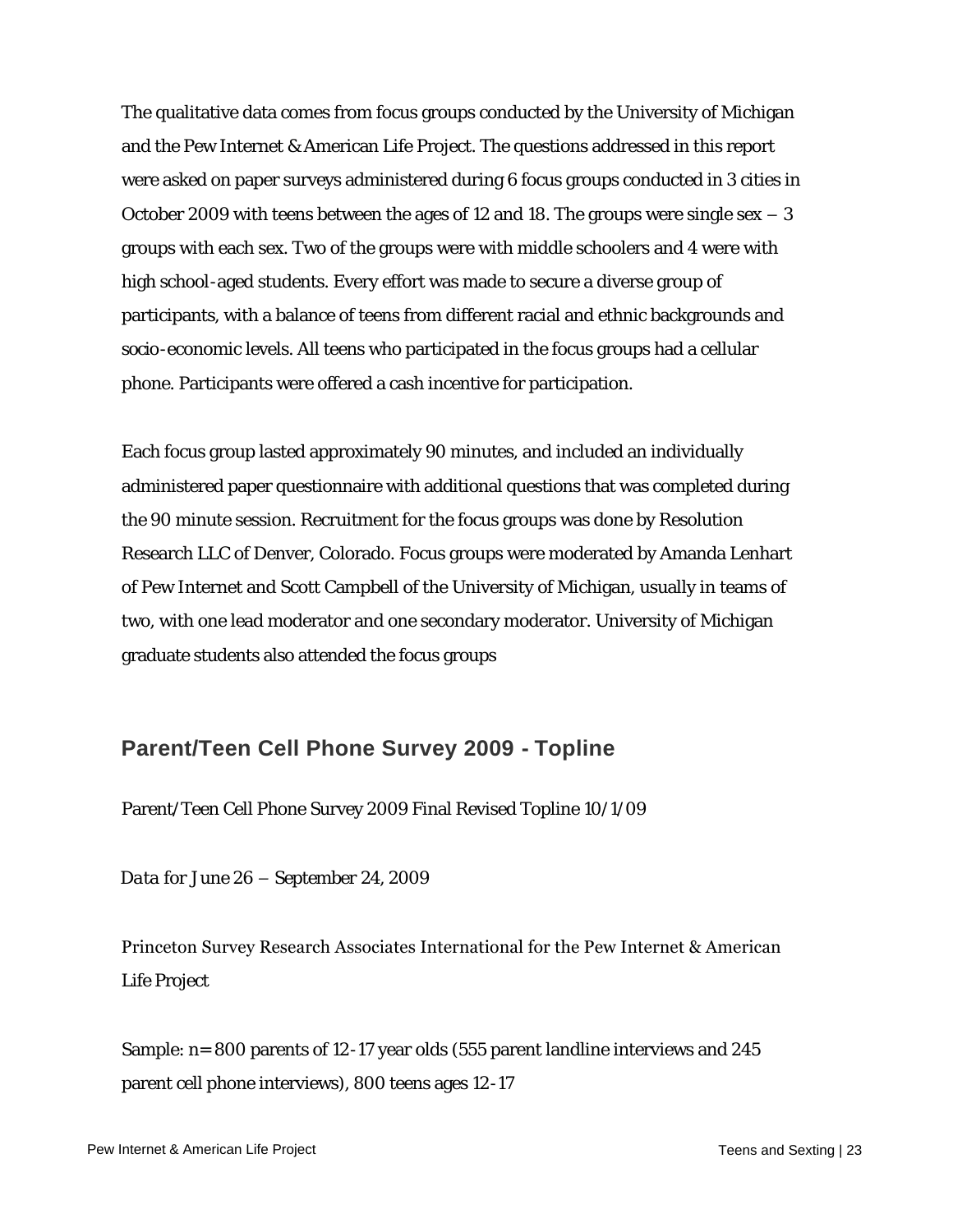The qualitative data comes from focus groups conducted by the University of Michigan and the Pew Internet & American Life Project. The questions addressed in this report were asked on paper surveys administered during 6 focus groups conducted in 3 cities in October 2009 with teens between the ages of 12 and 18. The groups were single sex – 3 groups with each sex. Two of the groups were with middle schoolers and 4 were with high school-aged students. Every effort was made to secure a diverse group of participants, with a balance of teens from different racial and ethnic backgrounds and socio-economic levels. All teens who participated in the focus groups had a cellular phone. Participants were offered a cash incentive for participation.

Each focus group lasted approximately 90 minutes, and included an individually administered paper questionnaire with additional questions that was completed during the 90 minute session. Recruitment for the focus groups was done by Resolution Research LLC of Denver, Colorado. Focus groups were moderated by Amanda Lenhart of Pew Internet and Scott Campbell of the University of Michigan, usually in teams of two, with one lead moderator and one secondary moderator. University of Michigan graduate students also attended the focus groups

## Parent/Teen Cell Phone Survey 2009 - Topline

Parent/Teen Cell Phone Survey 2009 Final Revised Topline 10/1/09

Data for June 26 – September 24, 2009

Princeton Survey Research Associates International for the Pew Internet & American Life Project

Sample: n= 800 parents of 12-17 year olds (555 parent landline interviews and 245 parent cell phone interviews), 800 teens ages 12-17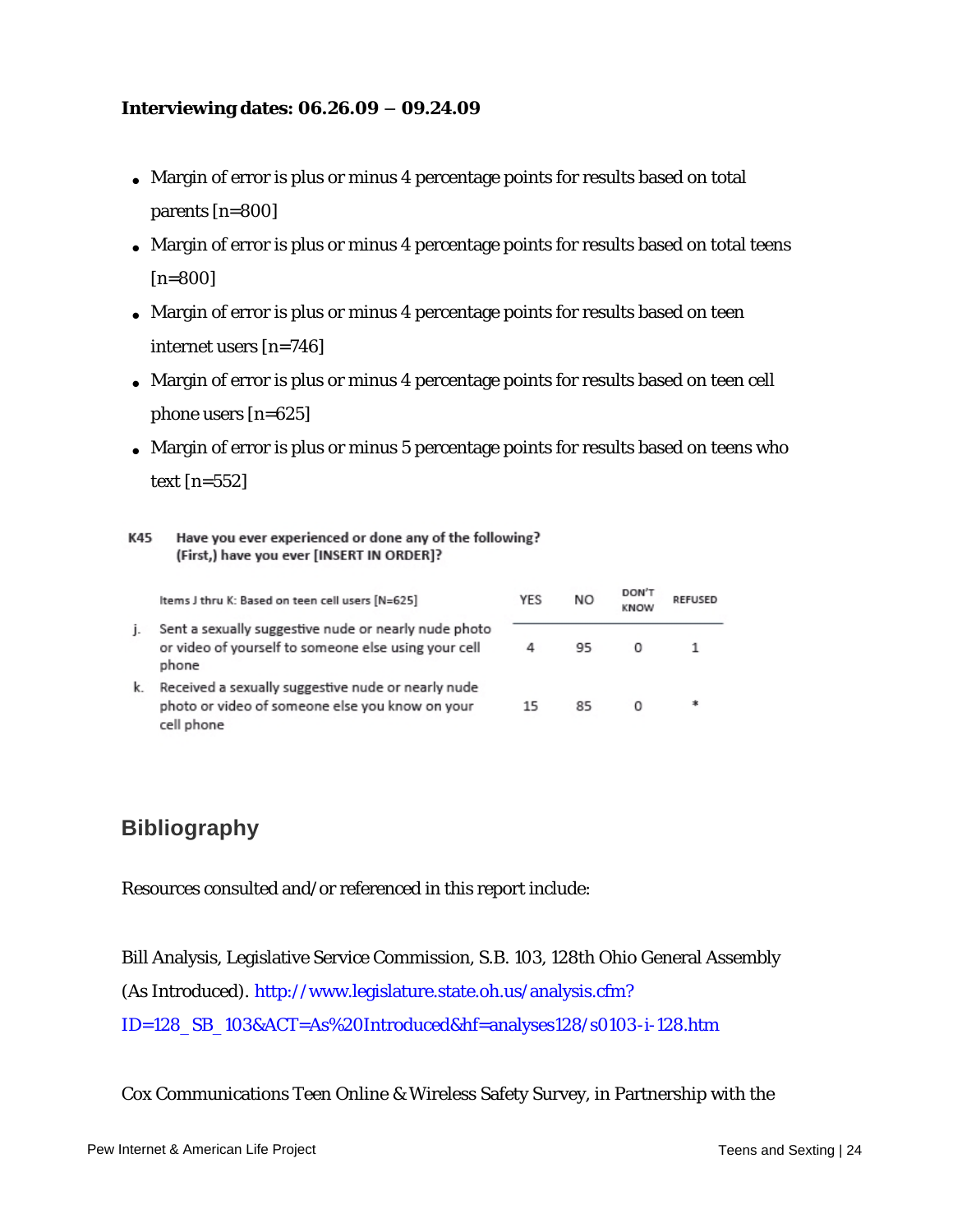**Interviewing dates: 06.26.09 – 09.24.09**

- Margin of error is plus or minus 4 percentage points for results based on total parents [n=800]
- Margin of error is plus or minus 4 percentage points for results based on total teens [n=800]
- Margin of error is plus or minus 4 percentage points for results based on teen internet users [n=746]
- Margin of error is plus or minus 4 percentage points for results based on teen cell phone users [n=625]
- Margin of error is plus or minus 5 percentage points for results based on teens who text [n=552]

**K45 Have you ever experienced or done any of the following? (First,) have you ever [INSERT IN ORDER]?**

| Items J thru K: Based on teen cell users [N=625] | YES | NO | DON'T KNOW | REFUSED |
|---|---|---|---|---|
| j. Sent a sexually suggestive nude or nearly nude photo or video of yourself to someone else using your cell phone | 4 | 95 | 0 | 1 |
| k. Received a sexually suggestive nude or nearly nude photo or video of someone else you know on your cell phone | 15 | 85 | 0 | * |

## Bibliography

Resources consulted and/or referenced in this report include:

Bill Analysis, Legislative Service Commission, S.B. 103, 128th Ohio General Assembly (As Introduced). http://www.legislature.state.oh.us/analysis.cfm?ID=128_SB_103&ACT=As%20Introduced&hf=analyses128/s0103-i-128.htm

Cox Communications Teen Online & Wireless Safety Survey, in Partnership with the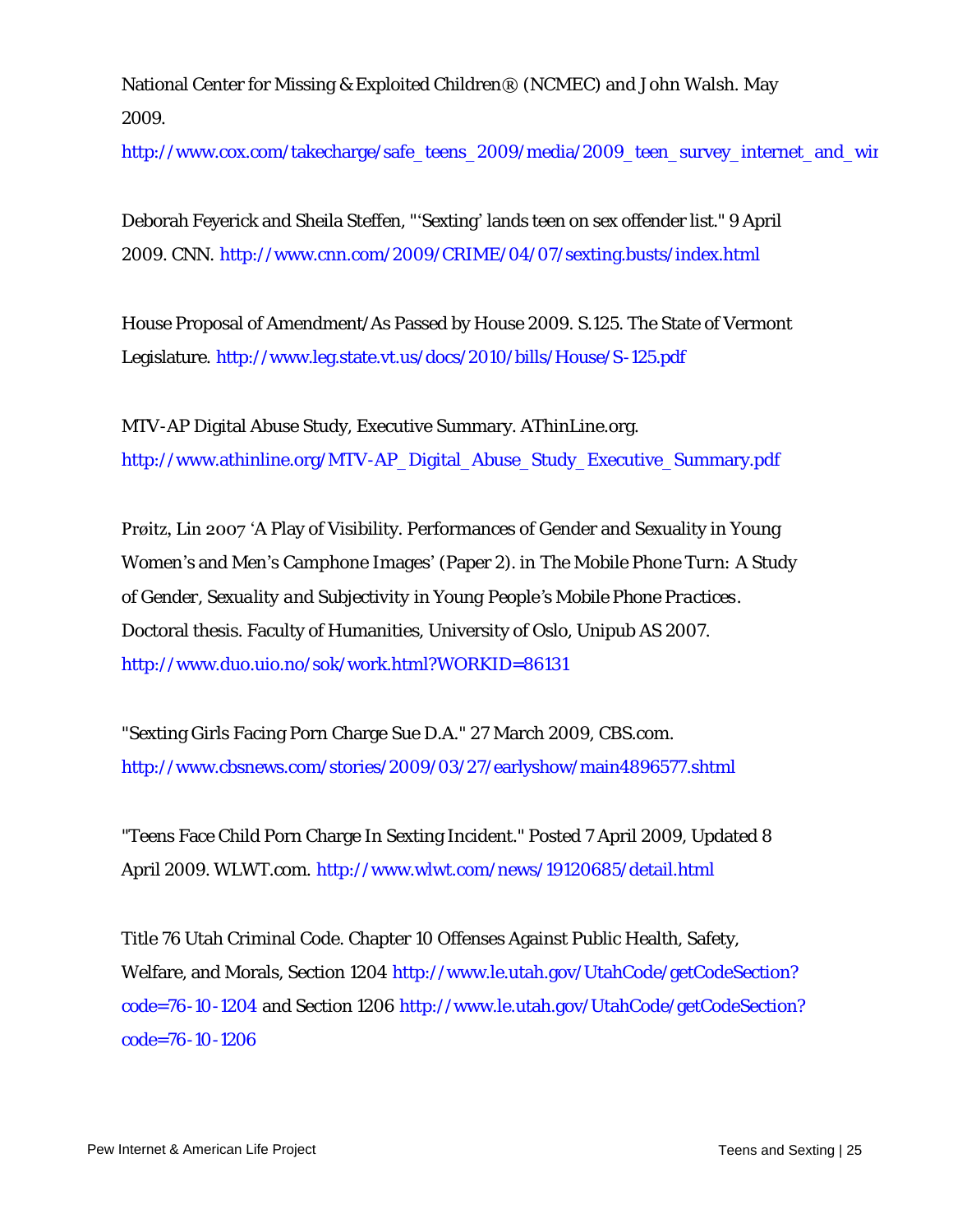National Center for Missing & Exploited Children® (NCMEC) and John Walsh. May 2009.
http://www.cox.com/takecharge/safe_teens_2009/media/2009_teen_survey_internet_and_wir

Deborah Feyerick and Sheila Steffen, "'Sexting' lands teen on sex offender list." 9 April 2009. CNN. http://www.cnn.com/2009/CRIME/04/07/sexting.busts/index.html

House Proposal of Amendment/As Passed by House 2009. S.125. The State of Vermont Legislature. http://www.leg.state.vt.us/docs/2010/bills/House/S-125.pdf

MTV-AP Digital Abuse Study, Executive Summary. AThinLine.org. http://www.athinline.org/MTV-AP_Digital_Abuse_Study_Executive_Summary.pdf

Prøitz, Lin 2007 'A Play of Visibility. Performances of Gender and Sexuality in Young Women's and Men's Camphone Images' (Paper 2). in *The Mobile Phone Turn: A Study of Gender, Sexuality and Subjectivity in Young People's Mobile Phone Practices*. Doctoral thesis. Faculty of Humanities, University of Oslo, Unipub AS 2007. http://www.duo.uio.no/sok/work.html?WORKID=86131

"Sexting Girls Facing Porn Charge Sue D.A." 27 March 2009, CBS.com. http://www.cbsnews.com/stories/2009/03/27/earlyshow/main4896577.shtml

"Teens Face Child Porn Charge In Sexting Incident." Posted 7 April 2009, Updated 8 April 2009. WLWT.com. http://www.wlwt.com/news/19120685/detail.html

Title 76 Utah Criminal Code. Chapter 10 Offenses Against Public Health, Safety, Welfare, and Morals, Section 1204 http://www.le.utah.gov/UtahCode/getCodeSection?code=76-10-1204 and Section 1206 http://www.le.utah.gov/UtahCode/getCodeSection?code=76-10-1206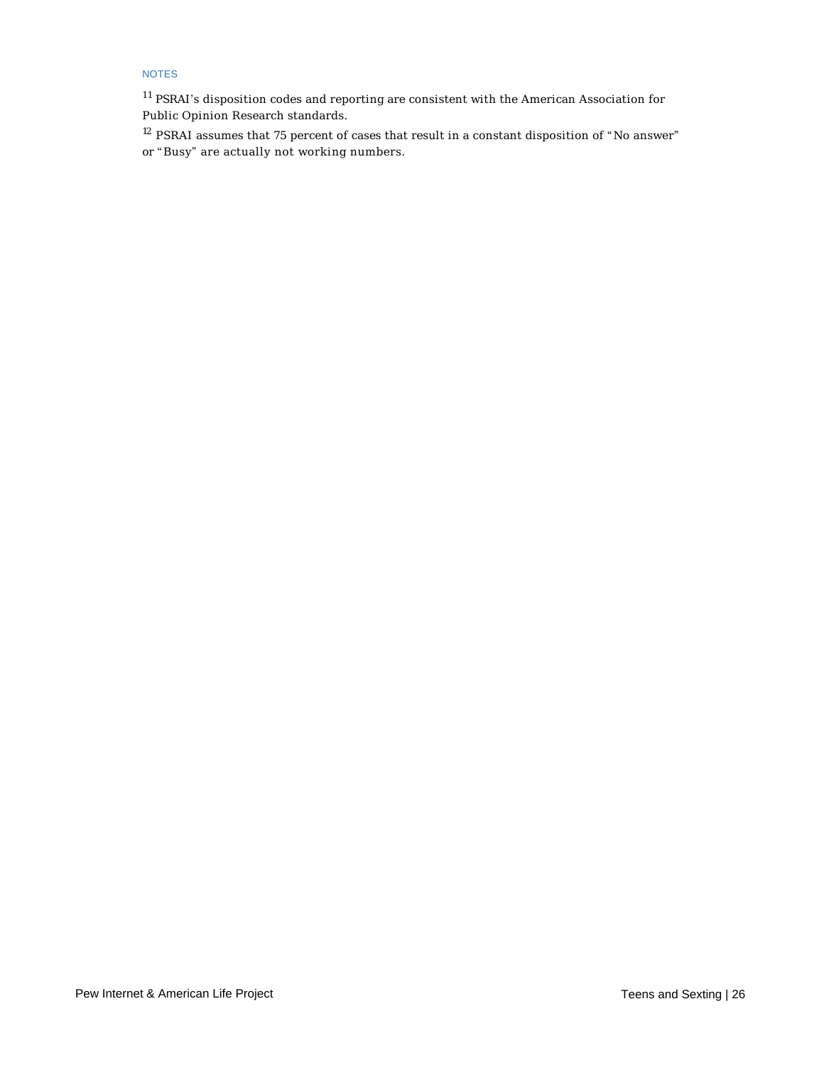NOTES

[11] PSRAI's disposition codes and reporting are consistent with the American Association for Public Opinion Research standards.

[12] PSRAI assumes that 75 percent of cases that result in a constant disposition of "No answer" or "Busy" are actually not working numbers.